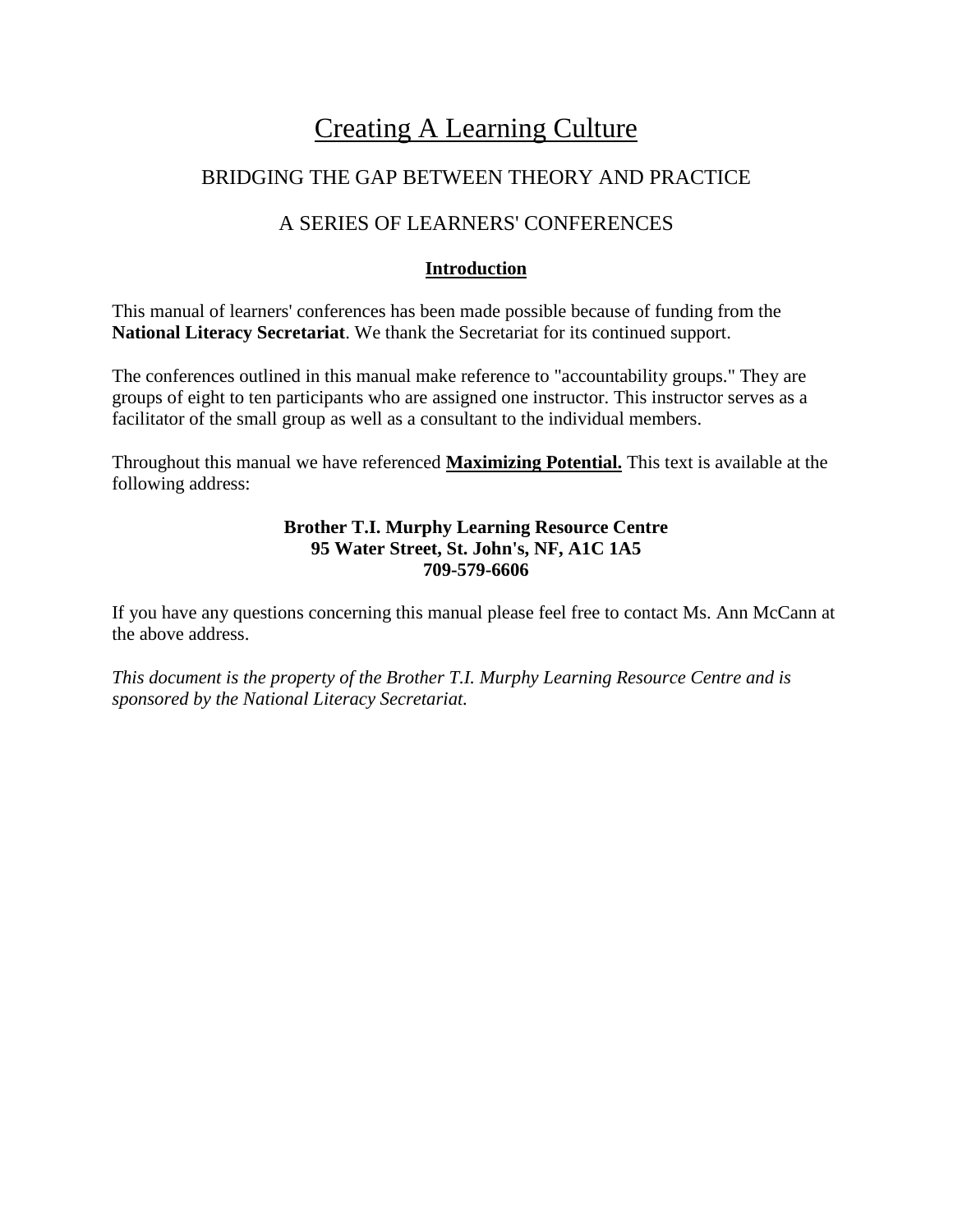# Creating A Learning Culture

## BRIDGING THE GAP BETWEEN THEORY AND PRACTICE

## A SERIES OF LEARNERS' CONFERENCES

### Introduction

This manual of learners' conferences has been made possible because of funding from the **National Literacy Secretariat**. We thank the Secretariat for its continued support.

The conferences outlined in this manual make reference to "accountability groups." They are groups of eight to ten participants who are assigned one instructor. This instructor serves as a facilitator of the small group as well as a consultant to the individual members.

Throughout this manual we have referenced **Maximizing Potential.** This text is available at the following address:

**Brother T.I. Murphy Learning Resource Centre**
**95 Water Street, St. John's, NF, A1C 1A5**
**709-579-6606**

If you have any questions concerning this manual please feel free to contact Ms. Ann McCann at the above address.

*This document is the property of the Brother T.I. Murphy Learning Resource Centre and is sponsored by the National Literacy Secretariat.*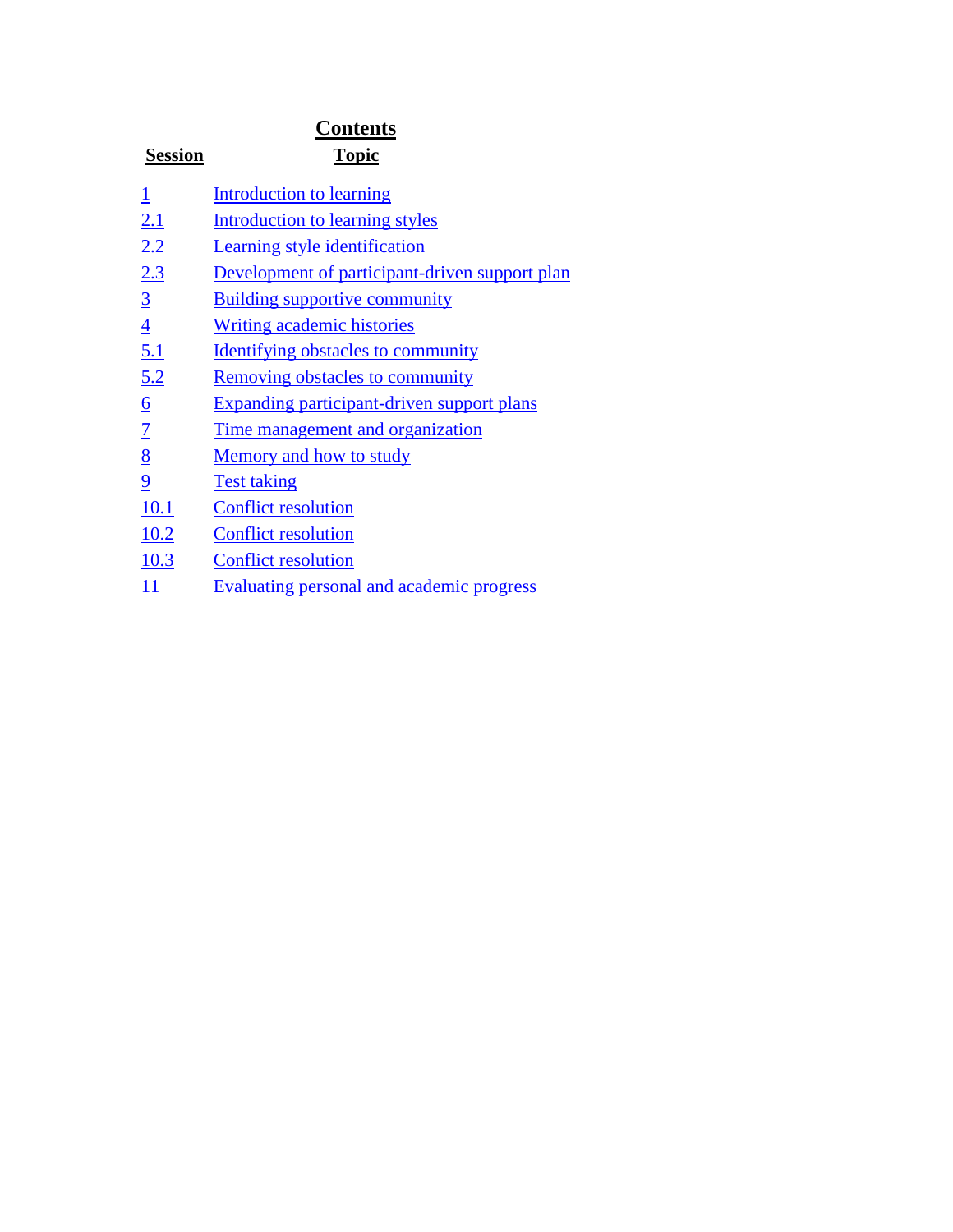# Contents

| Session | Topic |
|---|---|
| 1 | Introduction to learning |
| 2.1 | Introduction to learning styles |
| 2.2 | Learning style identification |
| 2.3 | Development of participant-driven support plan |
| 3 | Building supportive community |
| 4 | Writing academic histories |
| 5.1 | Identifying obstacles to community |
| 5.2 | Removing obstacles to community |
| 6 | Expanding participant-driven support plans |
| 7 | Time management and organization |
| 8 | Memory and how to study |
| 9 | Test taking |
| 10.1 | Conflict resolution |
| 10.2 | Conflict resolution |
| 10.3 | Conflict resolution |
| 11 | Evaluating personal and academic progress |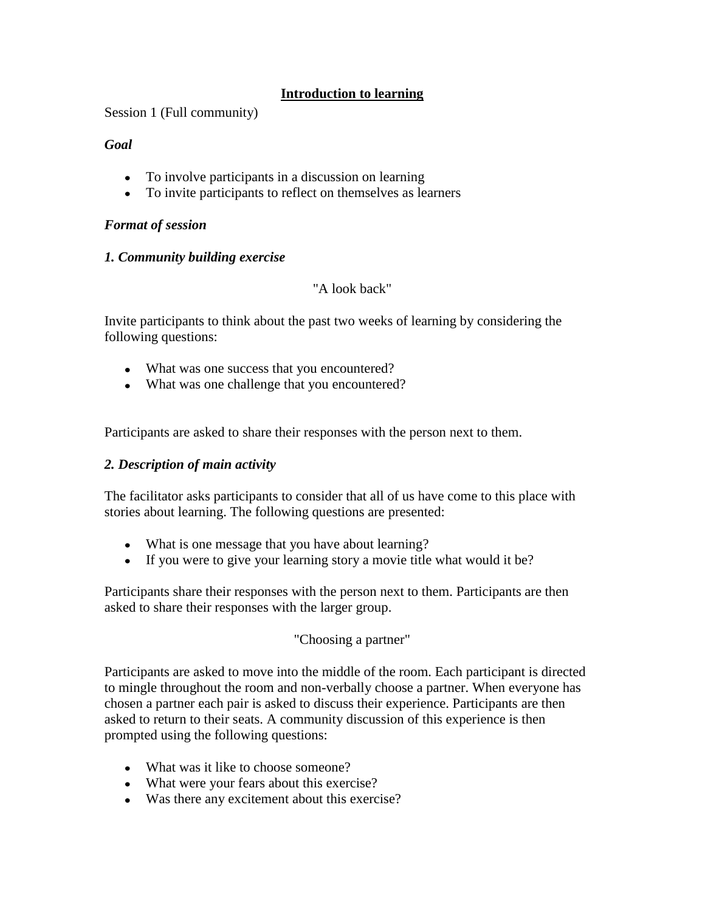## Introduction to learning

Session 1 (Full community)

***Goal***

- To involve participants in a discussion on learning
- To invite participants to reflect on themselves as learners

***Format of session***

***1. Community building exercise***

"A look back"

Invite participants to think about the past two weeks of learning by considering the following questions:

- What was one success that you encountered?
- What was one challenge that you encountered?

Participants are asked to share their responses with the person next to them.

***2. Description of main activity***

The facilitator asks participants to consider that all of us have come to this place with stories about learning. The following questions are presented:

- What is one message that you have about learning?
- If you were to give your learning story a movie title what would it be?

Participants share their responses with the person next to them. Participants are then asked to share their responses with the larger group.

"Choosing a partner"

Participants are asked to move into the middle of the room. Each participant is directed to mingle throughout the room and non-verbally choose a partner. When everyone has chosen a partner each pair is asked to discuss their experience. Participants are then asked to return to their seats. A community discussion of this experience is then prompted using the following questions:

- What was it like to choose someone?
- What were your fears about this exercise?
- Was there any excitement about this exercise?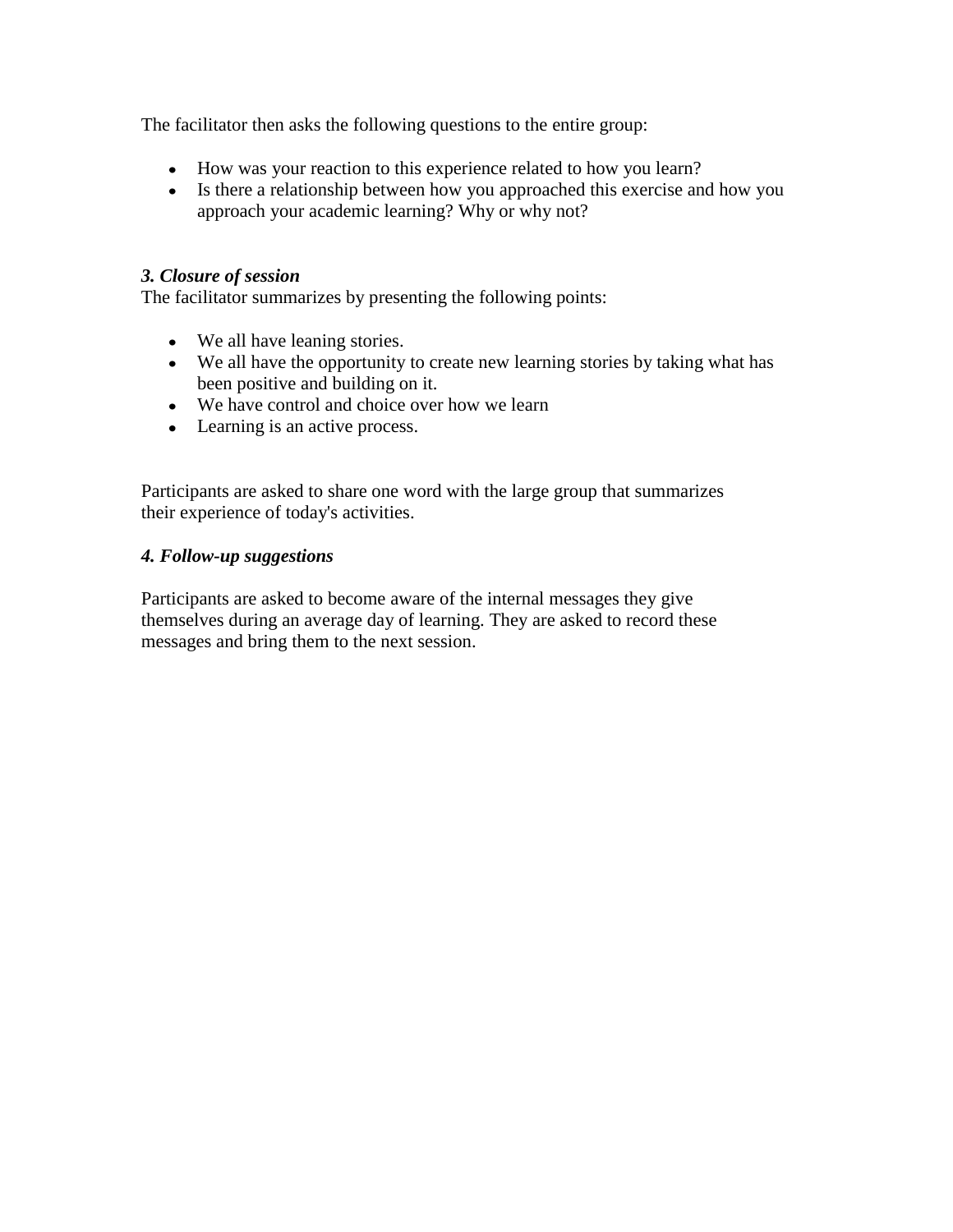The facilitator then asks the following questions to the entire group:

- How was your reaction to this experience related to how you learn?
- Is there a relationship between how you approached this exercise and how you approach your academic learning? Why or why not?

***3. Closure of session***

The facilitator summarizes by presenting the following points:

- We all have leaning stories.
- We all have the opportunity to create new learning stories by taking what has been positive and building on it.
- We have control and choice over how we learn
- Learning is an active process.

Participants are asked to share one word with the large group that summarizes their experience of today's activities.

***4. Follow-up suggestions***

Participants are asked to become aware of the internal messages they give themselves during an average day of learning. They are asked to record these messages and bring them to the next session.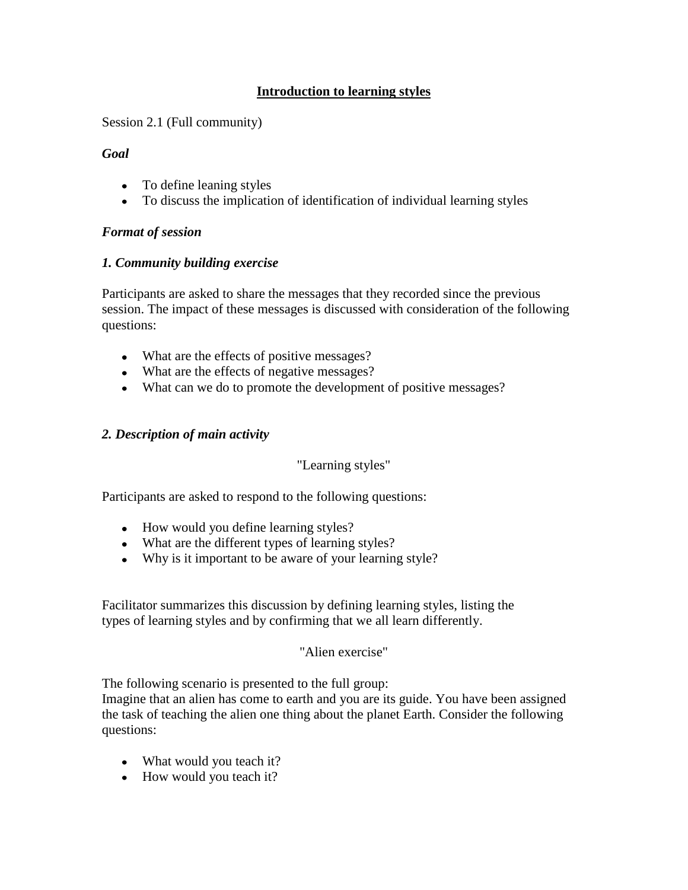# Introduction to learning styles

Session 2.1 (Full community)

### *Goal*

- To define leaning styles
- To discuss the implication of identification of individual learning styles

### *Format of session*

### *1. Community building exercise*

Participants are asked to share the messages that they recorded since the previous session. The impact of these messages is discussed with consideration of the following questions:

- What are the effects of positive messages?
- What are the effects of negative messages?
- What can we do to promote the development of positive messages?

### *2. Description of main activity*

"Learning styles"

Participants are asked to respond to the following questions:

- How would you define learning styles?
- What are the different types of learning styles?
- Why is it important to be aware of your learning style?

Facilitator summarizes this discussion by defining learning styles, listing the types of learning styles and by confirming that we all learn differently.

"Alien exercise"

The following scenario is presented to the full group:
Imagine that an alien has come to earth and you are its guide. You have been assigned the task of teaching the alien one thing about the planet Earth. Consider the following questions:

- What would you teach it?
- How would you teach it?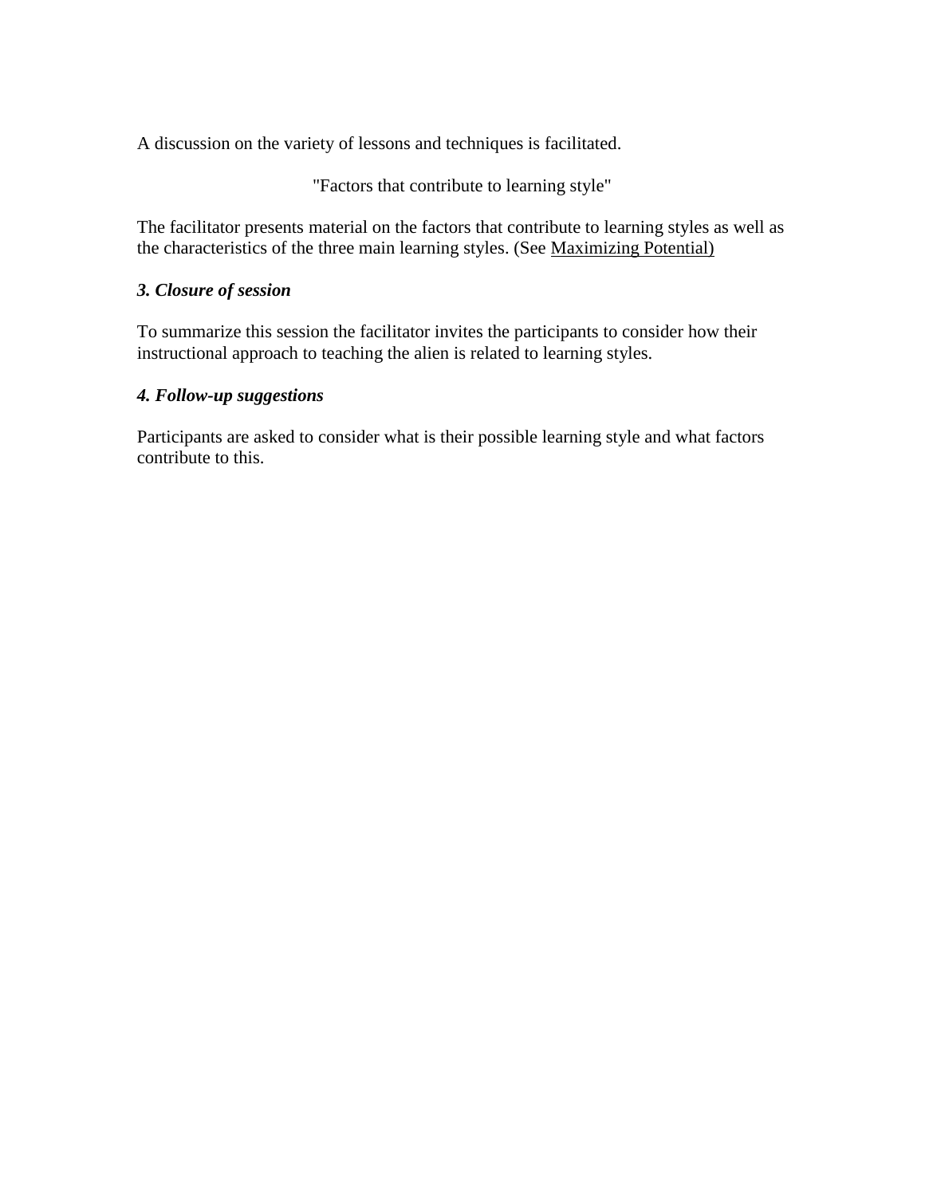A discussion on the variety of lessons and techniques is facilitated.

"Factors that contribute to learning style"

The facilitator presents material on the factors that contribute to learning styles as well as the characteristics of the three main learning styles. (See Maximizing Potential)

### *3. Closure of session*

To summarize this session the facilitator invites the participants to consider how their instructional approach to teaching the alien is related to learning styles.

### *4. Follow-up suggestions*

Participants are asked to consider what is their possible learning style and what factors contribute to this.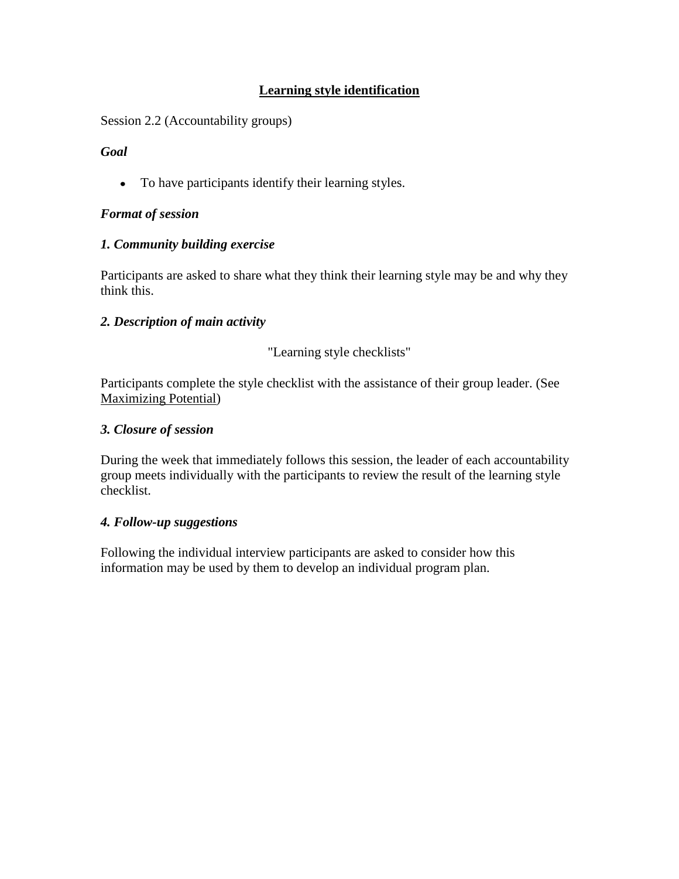# Learning style identification

Session 2.2 (Accountability groups)

***Goal***

- To have participants identify their learning styles.

***Format of session***

***1. Community building exercise***

Participants are asked to share what they think their learning style may be and why they think this.

***2. Description of main activity***

"Learning style checklists"

Participants complete the style checklist with the assistance of their group leader. (See Maximizing Potential)

***3. Closure of session***

During the week that immediately follows this session, the leader of each accountability group meets individually with the participants to review the result of the learning style checklist.

***4. Follow-up suggestions***

Following the individual interview participants are asked to consider how this information may be used by them to develop an individual program plan.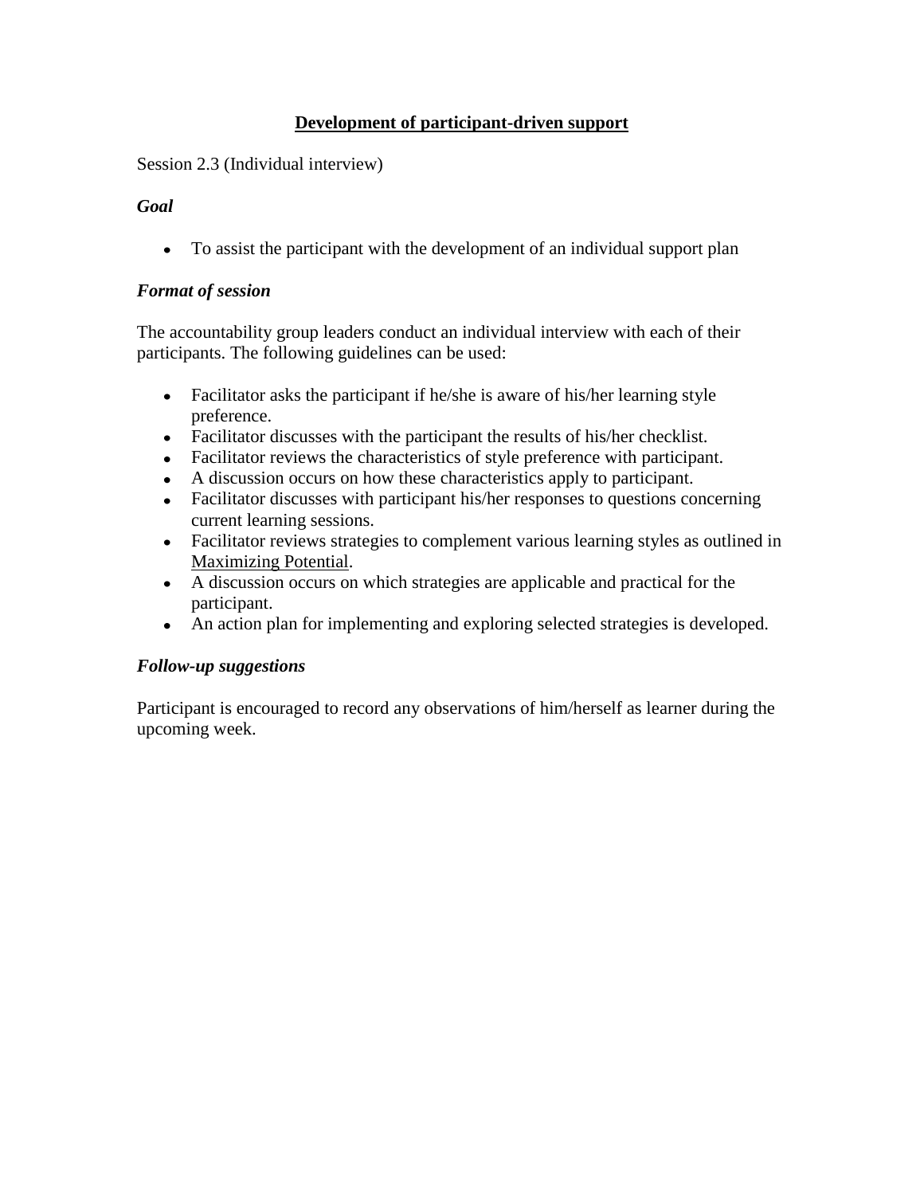## <u>Development of participant-driven support</u>

Session 2.3 (Individual interview)

***Goal***

- To assist the participant with the development of an individual support plan

***Format of session***

The accountability group leaders conduct an individual interview with each of their participants. The following guidelines can be used:

- Facilitator asks the participant if he/she is aware of his/her learning style preference.
- Facilitator discusses with the participant the results of his/her checklist.
- Facilitator reviews the characteristics of style preference with participant.
- A discussion occurs on how these characteristics apply to participant.
- Facilitator discusses with participant his/her responses to questions concerning current learning sessions.
- Facilitator reviews strategies to complement various learning styles as outlined in <u>Maximizing Potential</u>.
- A discussion occurs on which strategies are applicable and practical for the participant.
- An action plan for implementing and exploring selected strategies is developed.

***Follow-up suggestions***

Participant is encouraged to record any observations of him/herself as learner during the upcoming week.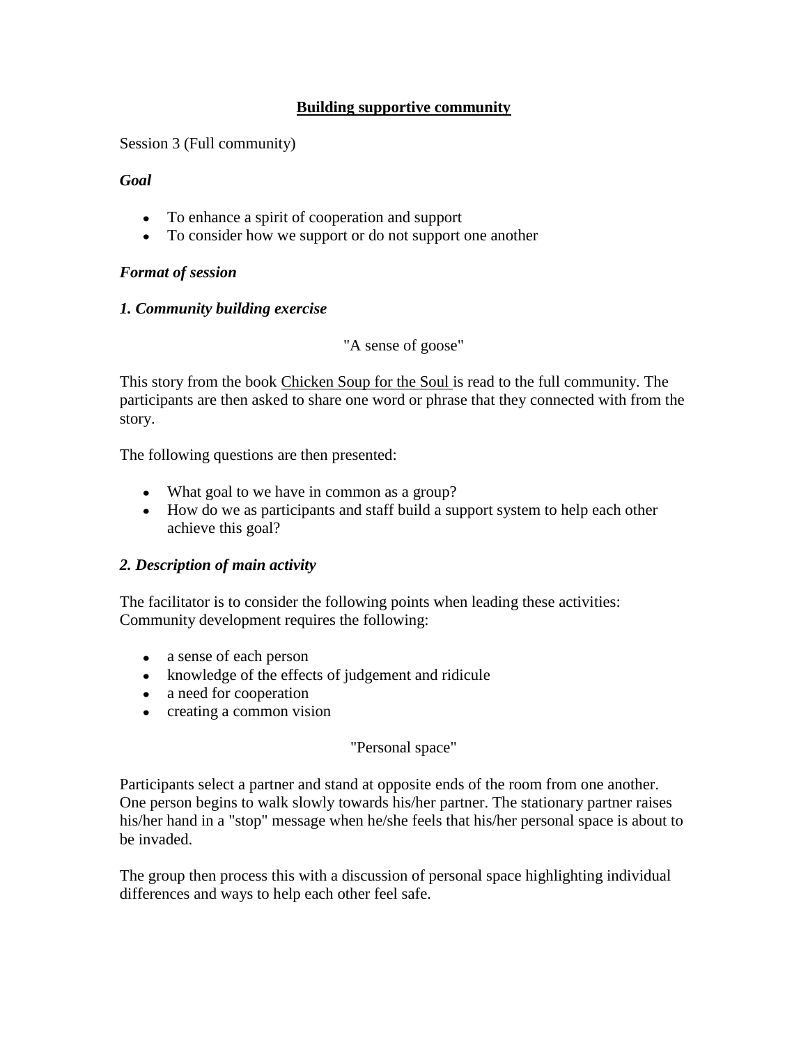## **Building supportive community**

Session 3 (Full community)

### *Goal*

- To enhance a spirit of cooperation and support
- To consider how we support or do not support one another

### *Format of session*

### *1. Community building exercise*

"A sense of goose"

This story from the book Chicken Soup for the Soul is read to the full community. The participants are then asked to share one word or phrase that they connected with from the story.

The following questions are then presented:

- What goal to we have in common as a group?
- How do we as participants and staff build a support system to help each other achieve this goal?

### *2. Description of main activity*

The facilitator is to consider the following points when leading these activities: Community development requires the following:

- a sense of each person
- knowledge of the effects of judgement and ridicule
- a need for cooperation
- creating a common vision

"Personal space"

Participants select a partner and stand at opposite ends of the room from one another. One person begins to walk slowly towards his/her partner. The stationary partner raises his/her hand in a "stop" message when he/she feels that his/her personal space is about to be invaded.

The group then process this with a discussion of personal space highlighting individual differences and ways to help each other feel safe.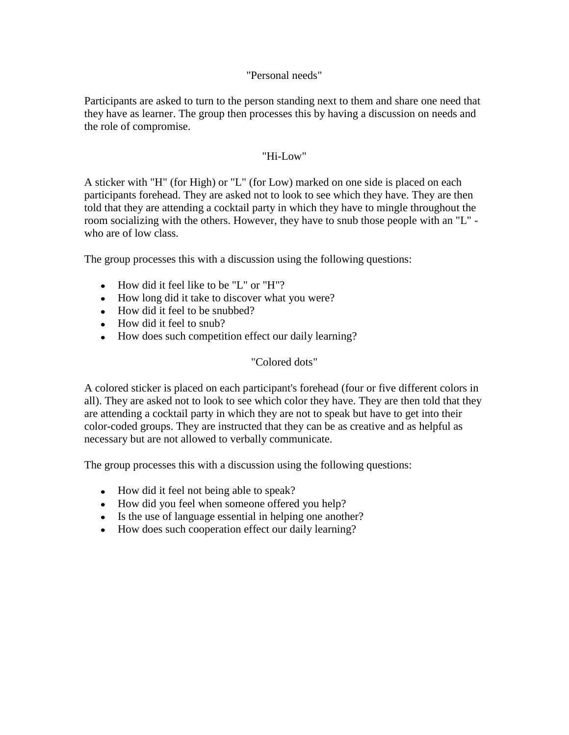### "Personal needs"

Participants are asked to turn to the person standing next to them and share one need that they have as learner. The group then processes this by having a discussion on needs and the role of compromise.

### "Hi-Low"

A sticker with "H" (for High) or "L" (for Low) marked on one side is placed on each participants forehead. They are asked not to look to see which they have. They are then told that they are attending a cocktail party in which they have to mingle throughout the room socializing with the others. However, they have to snub those people with an "L" - who are of low class.

The group processes this with a discussion using the following questions:

- How did it feel like to be "L" or "H"?
- How long did it take to discover what you were?
- How did it feel to be snubbed?
- How did it feel to snub?
- How does such competition effect our daily learning?

### "Colored dots"

A colored sticker is placed on each participant's forehead (four or five different colors in all). They are asked not to look to see which color they have. They are then told that they are attending a cocktail party in which they are not to speak but have to get into their color-coded groups. They are instructed that they can be as creative and as helpful as necessary but are not allowed to verbally communicate.

The group processes this with a discussion using the following questions:

- How did it feel not being able to speak?
- How did you feel when someone offered you help?
- Is the use of language essential in helping one another?
- How does such cooperation effect our daily learning?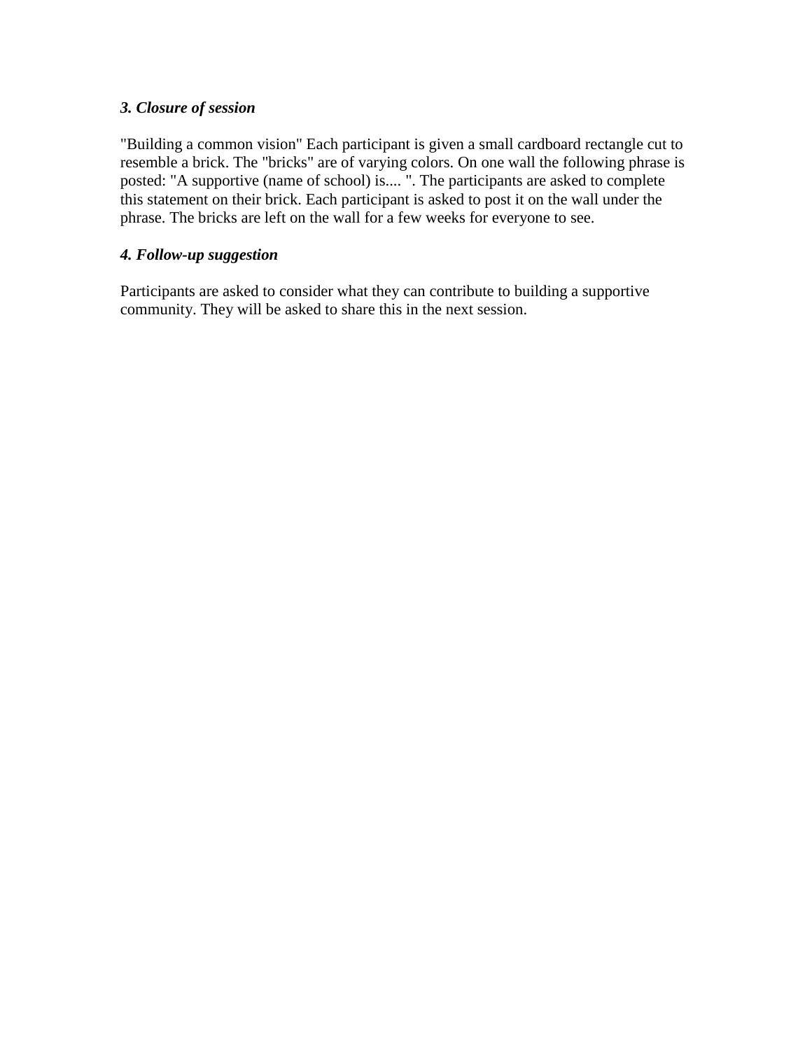### *3. Closure of session*

"Building a common vision" Each participant is given a small cardboard rectangle cut to resemble a brick. The "bricks" are of varying colors. On one wall the following phrase is posted: "A supportive (name of school) is.... ". The participants are asked to complete this statement on their brick. Each participant is asked to post it on the wall under the phrase. The bricks are left on the wall for a few weeks for everyone to see.

### *4. Follow-up suggestion*

Participants are asked to consider what they can contribute to building a supportive community. They will be asked to share this in the next session.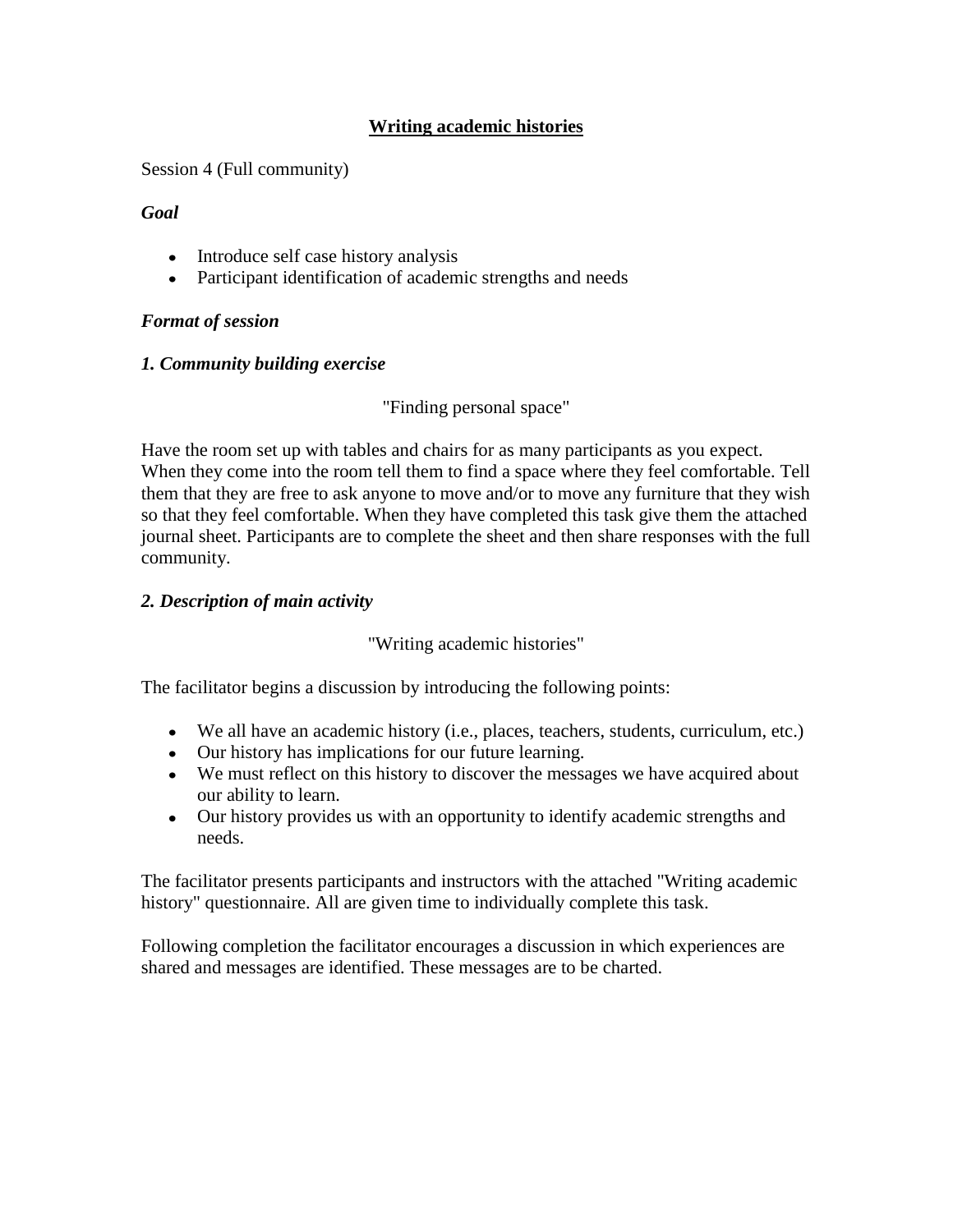## **Writing academic histories**

Session 4 (Full community)

### *Goal*

- Introduce self case history analysis
- Participant identification of academic strengths and needs

### *Format of session*

### *1. Community building exercise*

"Finding personal space"

Have the room set up with tables and chairs for as many participants as you expect. When they come into the room tell them to find a space where they feel comfortable. Tell them that they are free to ask anyone to move and/or to move any furniture that they wish so that they feel comfortable. When they have completed this task give them the attached journal sheet. Participants are to complete the sheet and then share responses with the full community.

### *2. Description of main activity*

"Writing academic histories"

The facilitator begins a discussion by introducing the following points:

- We all have an academic history (i.e., places, teachers, students, curriculum, etc.)
- Our history has implications for our future learning.
- We must reflect on this history to discover the messages we have acquired about our ability to learn.
- Our history provides us with an opportunity to identify academic strengths and needs.

The facilitator presents participants and instructors with the attached "Writing academic history" questionnaire. All are given time to individually complete this task.

Following completion the facilitator encourages a discussion in which experiences are shared and messages are identified. These messages are to be charted.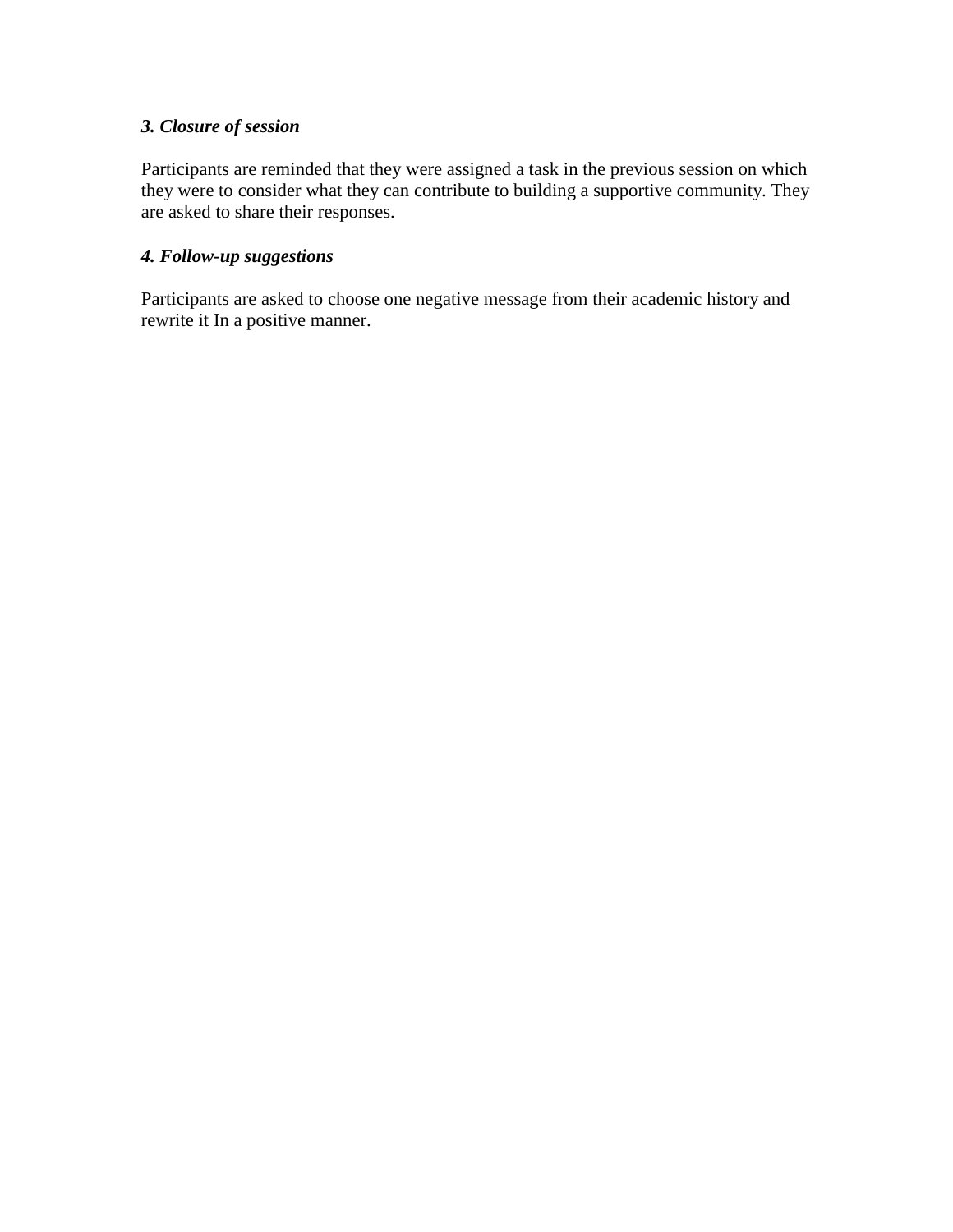***3. Closure of session***

Participants are reminded that they were assigned a task in the previous session on which they were to consider what they can contribute to building a supportive community. They are asked to share their responses.

***4. Follow-up suggestions***

Participants are asked to choose one negative message from their academic history and rewrite it In a positive manner.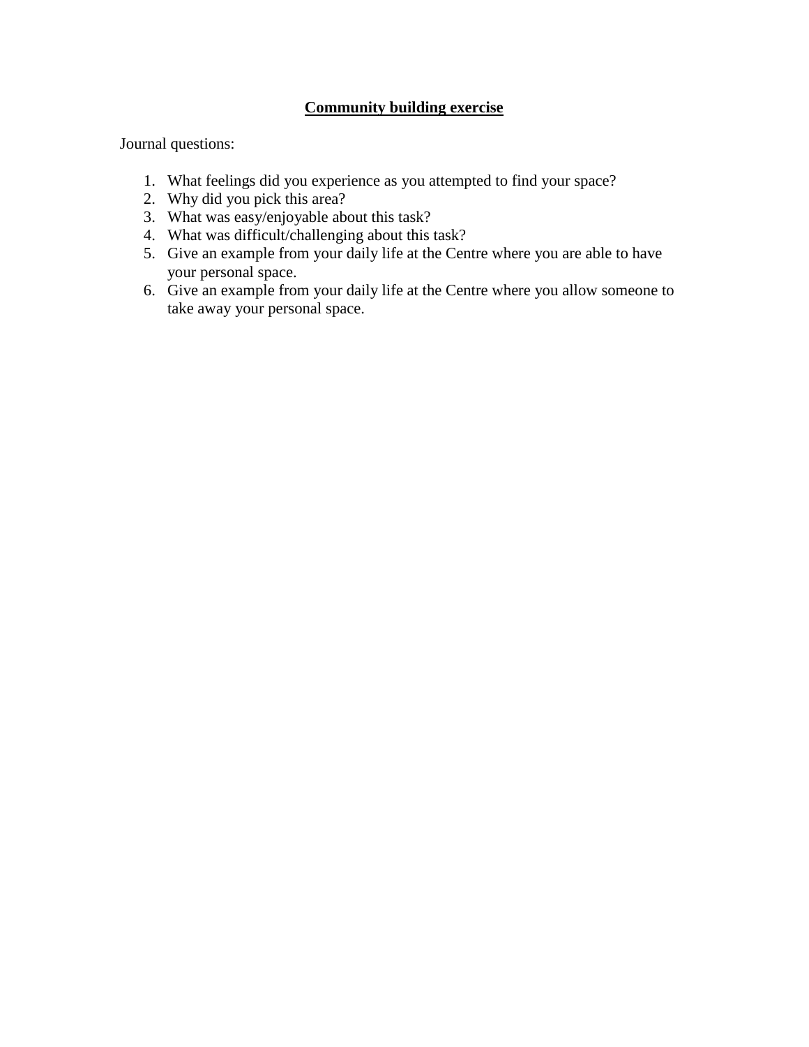## **Community building exercise**

Journal questions:

1. What feelings did you experience as you attempted to find your space?
2. Why did you pick this area?
3. What was easy/enjoyable about this task?
4. What was difficult/challenging about this task?
5. Give an example from your daily life at the Centre where you are able to have your personal space.
6. Give an example from your daily life at the Centre where you allow someone to take away your personal space.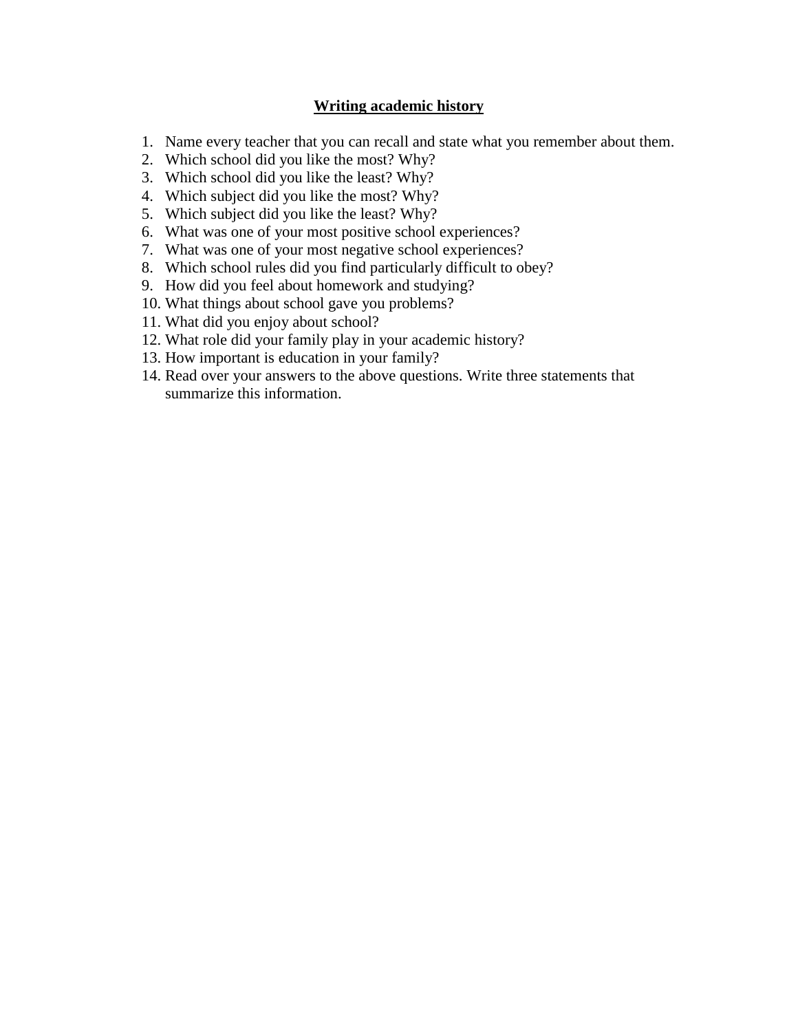## Writing academic history

1. Name every teacher that you can recall and state what you remember about them.
2. Which school did you like the most? Why?
3. Which school did you like the least? Why?
4. Which subject did you like the most? Why?
5. Which subject did you like the least? Why?
6. What was one of your most positive school experiences?
7. What was one of your most negative school experiences?
8. Which school rules did you find particularly difficult to obey?
9. How did you feel about homework and studying?
10. What things about school gave you problems?
11. What did you enjoy about school?
12. What role did your family play in your academic history?
13. How important is education in your family?
14. Read over your answers to the above questions. Write three statements that summarize this information.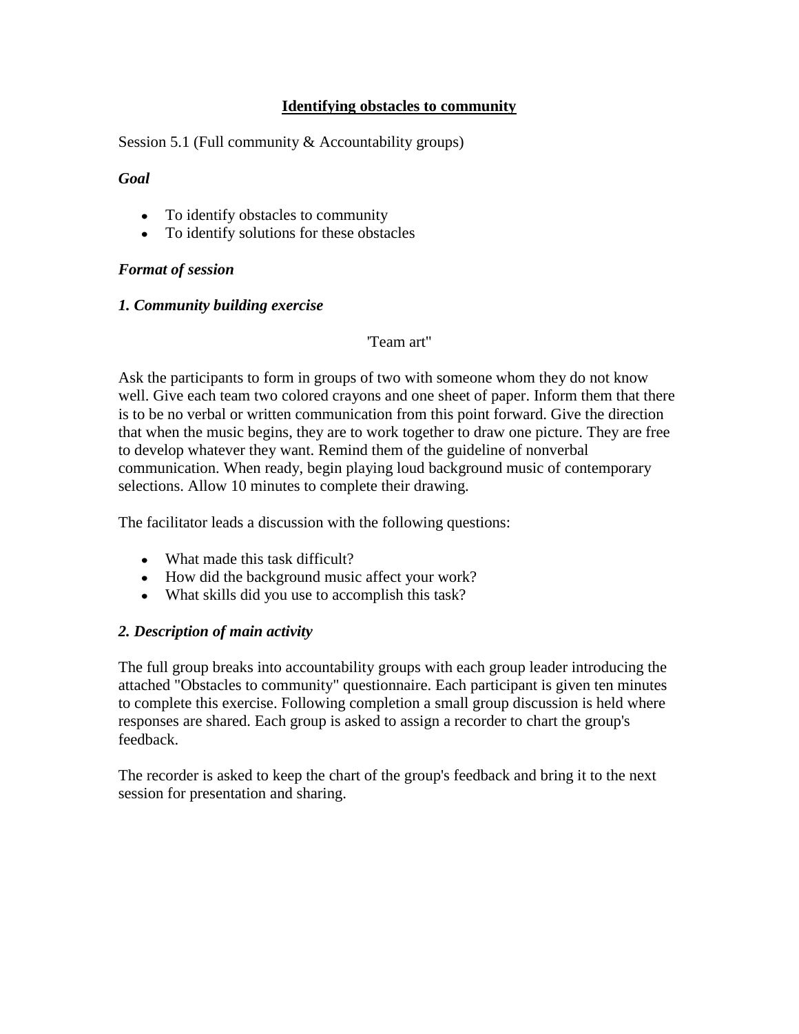## Identifying obstacles to community

Session 5.1 (Full community & Accountability groups)

### *Goal*

- To identify obstacles to community
- To identify solutions for these obstacles

### *Format of session*

### *1. Community building exercise*

'Team art"

Ask the participants to form in groups of two with someone whom they do not know well. Give each team two colored crayons and one sheet of paper. Inform them that there is to be no verbal or written communication from this point forward. Give the direction that when the music begins, they are to work together to draw one picture. They are free to develop whatever they want. Remind them of the guideline of nonverbal communication. When ready, begin playing loud background music of contemporary selections. Allow 10 minutes to complete their drawing.

The facilitator leads a discussion with the following questions:

- What made this task difficult?
- How did the background music affect your work?
- What skills did you use to accomplish this task?

### *2. Description of main activity*

The full group breaks into accountability groups with each group leader introducing the attached "Obstacles to community" questionnaire. Each participant is given ten minutes to complete this exercise. Following completion a small group discussion is held where responses are shared. Each group is asked to assign a recorder to chart the group's feedback.

The recorder is asked to keep the chart of the group's feedback and bring it to the next session for presentation and sharing.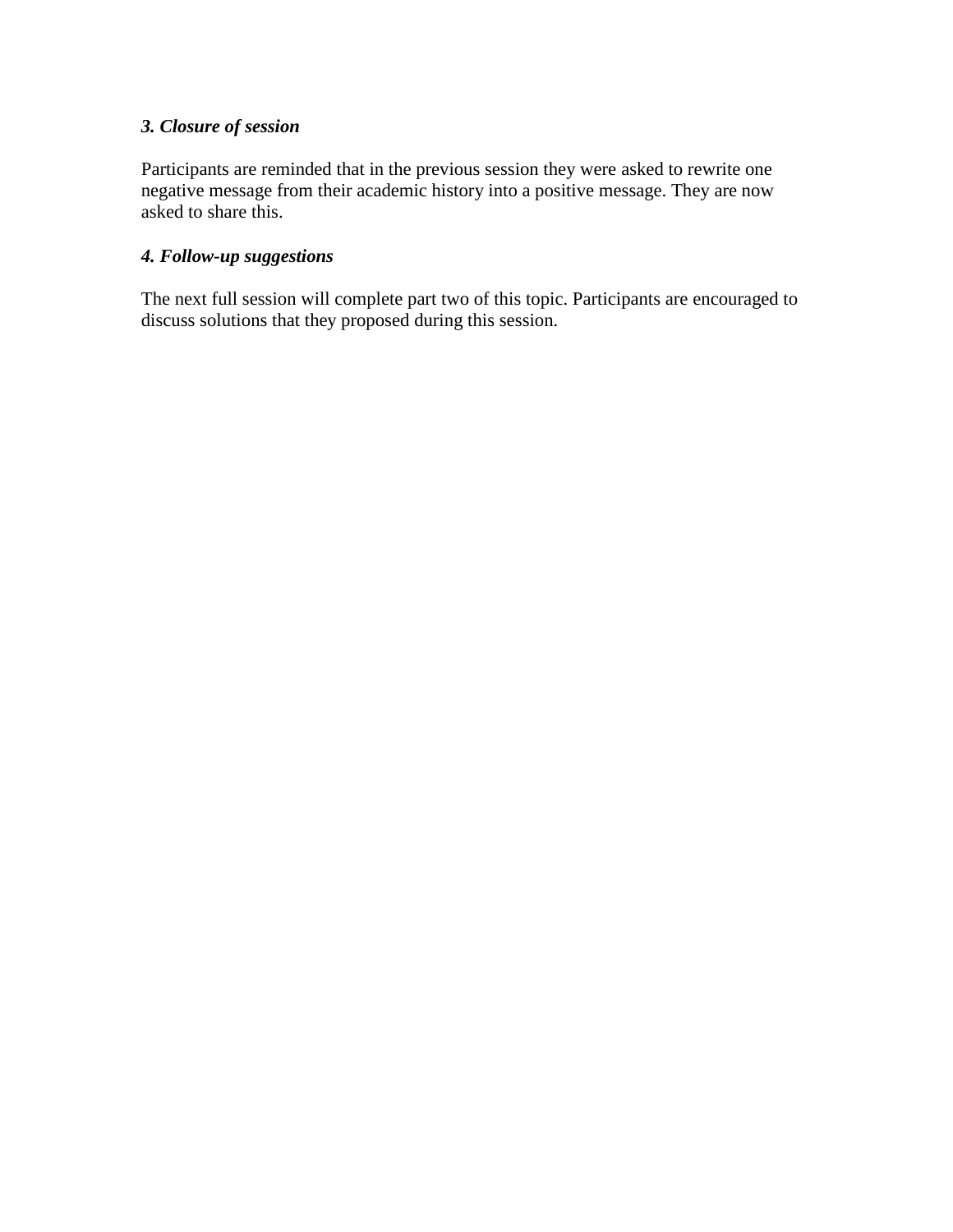### *3. Closure of session*

Participants are reminded that in the previous session they were asked to rewrite one negative message from their academic history into a positive message. They are now asked to share this.

### *4. Follow-up suggestions*

The next full session will complete part two of this topic. Participants are encouraged to discuss solutions that they proposed during this session.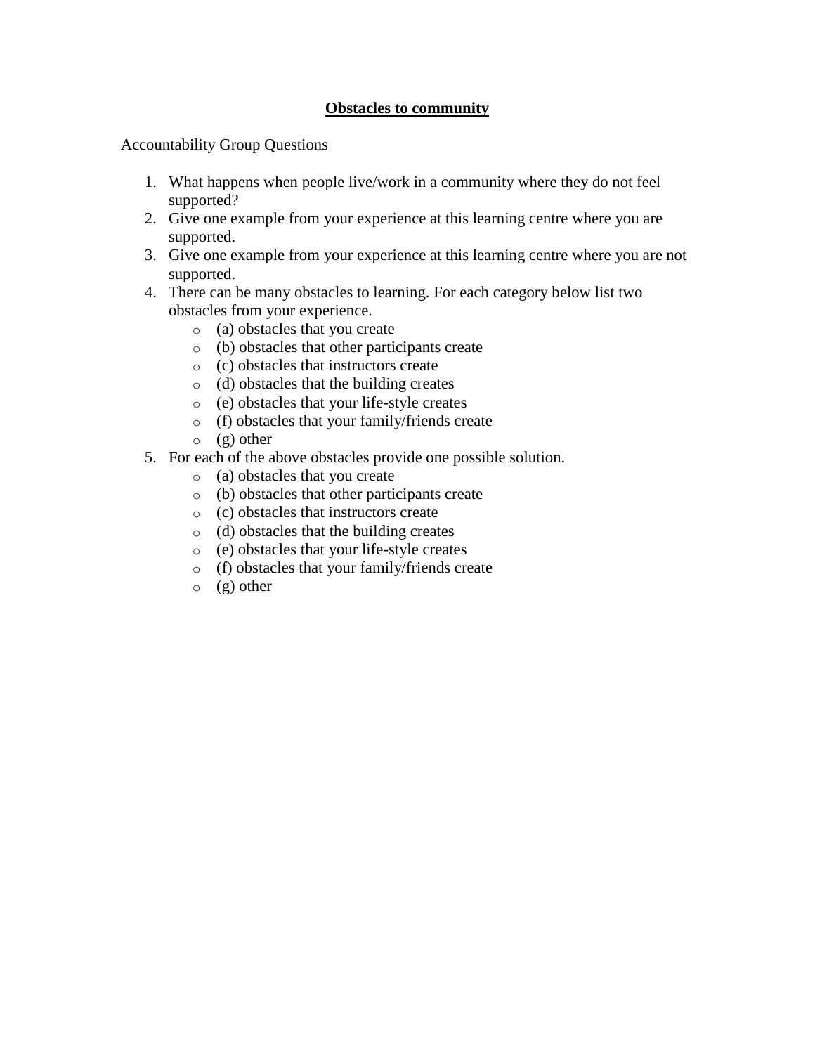# **Obstacles to community**

Accountability Group Questions

1. What happens when people live/work in a community where they do not feel supported?
2. Give one example from your experience at this learning centre where you are supported.
3. Give one example from your experience at this learning centre where you are not supported.
4. There can be many obstacles to learning. For each category below list two obstacles from your experience.
   - (a) obstacles that you create
   - (b) obstacles that other participants create
   - (c) obstacles that instructors create
   - (d) obstacles that the building creates
   - (e) obstacles that your life-style creates
   - (f) obstacles that your family/friends create
   - (g) other
5. For each of the above obstacles provide one possible solution.
   - (a) obstacles that you create
   - (b) obstacles that other participants create
   - (c) obstacles that instructors create
   - (d) obstacles that the building creates
   - (e) obstacles that your life-style creates
   - (f) obstacles that your family/friends create
   - (g) other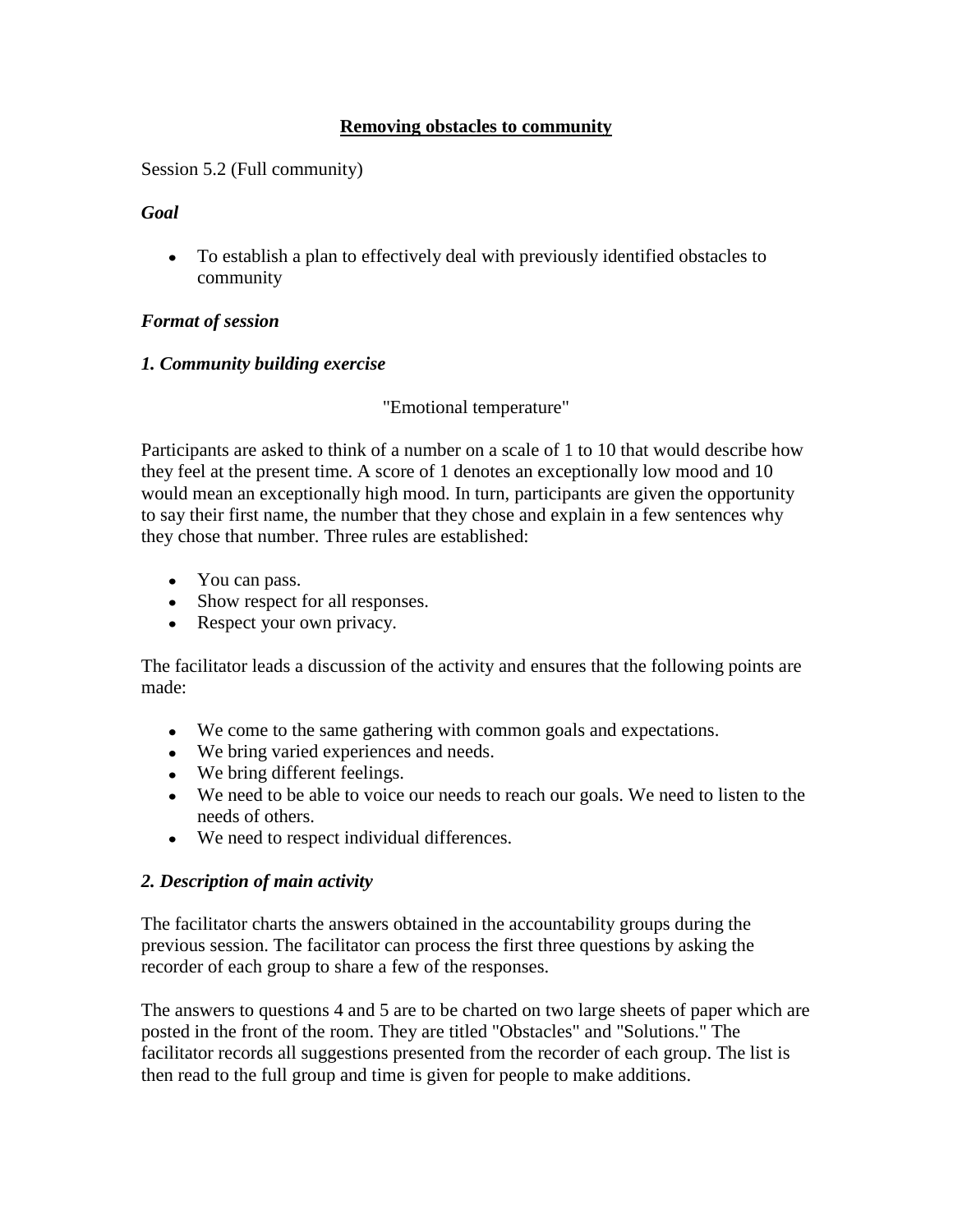# Removing obstacles to community

Session 5.2 (Full community)

### *Goal*

- To establish a plan to effectively deal with previously identified obstacles to community

### *Format of session*

### *1. Community building exercise*

"Emotional temperature"

Participants are asked to think of a number on a scale of 1 to 10 that would describe how they feel at the present time. A score of 1 denotes an exceptionally low mood and 10 would mean an exceptionally high mood. In turn, participants are given the opportunity to say their first name, the number that they chose and explain in a few sentences why they chose that number. Three rules are established:

- You can pass.
- Show respect for all responses.
- Respect your own privacy.

The facilitator leads a discussion of the activity and ensures that the following points are made:

- We come to the same gathering with common goals and expectations.
- We bring varied experiences and needs.
- We bring different feelings.
- We need to be able to voice our needs to reach our goals. We need to listen to the needs of others.
- We need to respect individual differences.

### *2. Description of main activity*

The facilitator charts the answers obtained in the accountability groups during the previous session. The facilitator can process the first three questions by asking the recorder of each group to share a few of the responses.

The answers to questions 4 and 5 are to be charted on two large sheets of paper which are posted in the front of the room. They are titled "Obstacles" and "Solutions." The facilitator records all suggestions presented from the recorder of each group. The list is then read to the full group and time is given for people to make additions.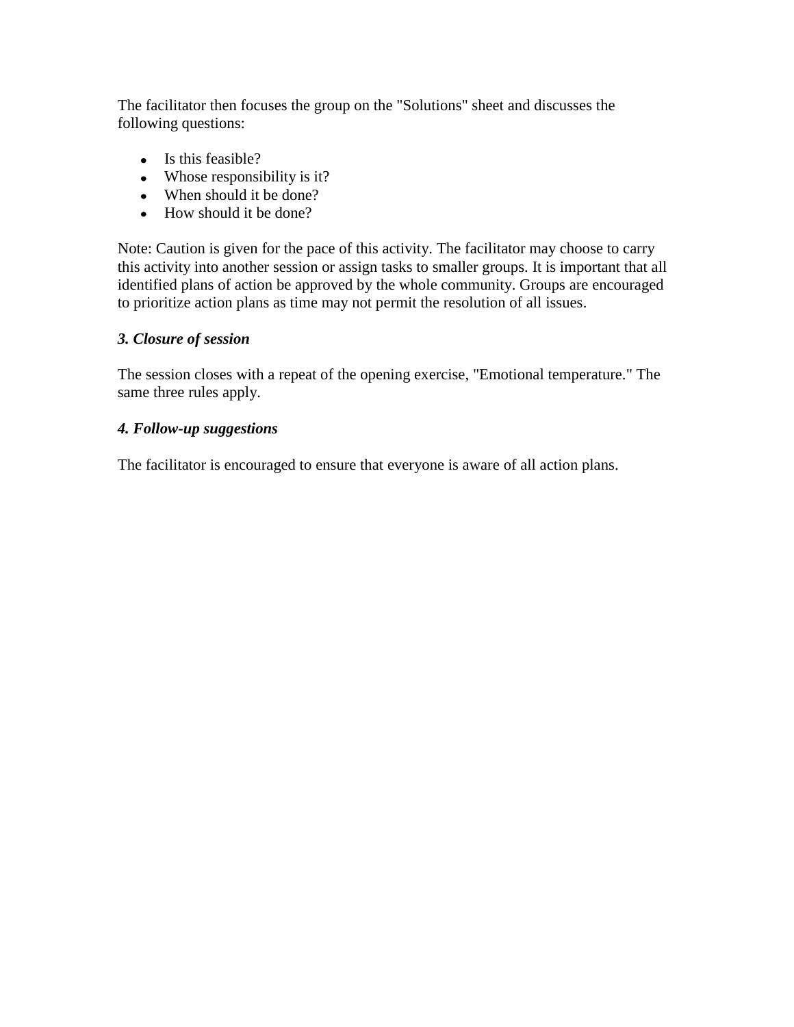The facilitator then focuses the group on the "Solutions" sheet and discusses the following questions:

- Is this feasible?
- Whose responsibility is it?
- When should it be done?
- How should it be done?

Note: Caution is given for the pace of this activity. The facilitator may choose to carry this activity into another session or assign tasks to smaller groups. It is important that all identified plans of action be approved by the whole community. Groups are encouraged to prioritize action plans as time may not permit the resolution of all issues.

### *3. Closure of session*

The session closes with a repeat of the opening exercise, "Emotional temperature." The same three rules apply.

### *4. Follow-up suggestions*

The facilitator is encouraged to ensure that everyone is aware of all action plans.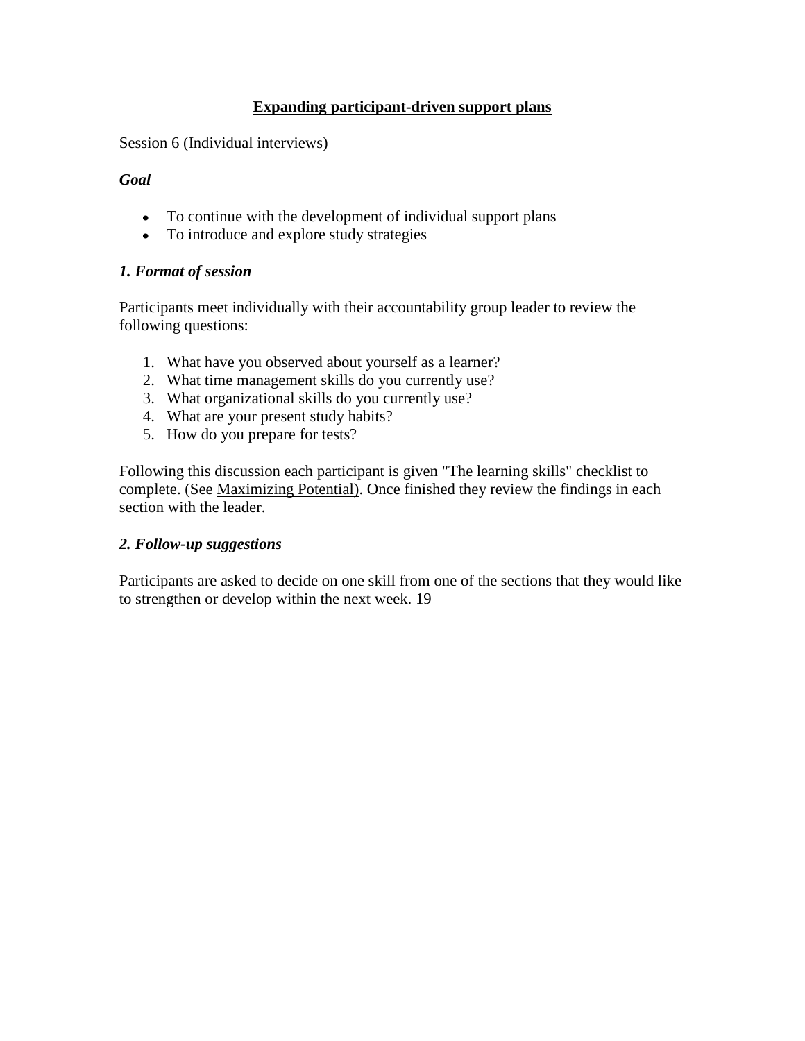# Expanding participant-driven support plans

Session 6 (Individual interviews)

***Goal***

- To continue with the development of individual support plans
- To introduce and explore study strategies

***1. Format of session***

Participants meet individually with their accountability group leader to review the following questions:

1. What have you observed about yourself as a learner?
2. What time management skills do you currently use?
3. What organizational skills do you currently use?
4. What are your present study habits?
5. How do you prepare for tests?

Following this discussion each participant is given "The learning skills" checklist to complete. (See Maximizing Potential). Once finished they review the findings in each section with the leader.

***2. Follow-up suggestions***

Participants are asked to decide on one skill from one of the sections that they would like to strengthen or develop within the next week. 19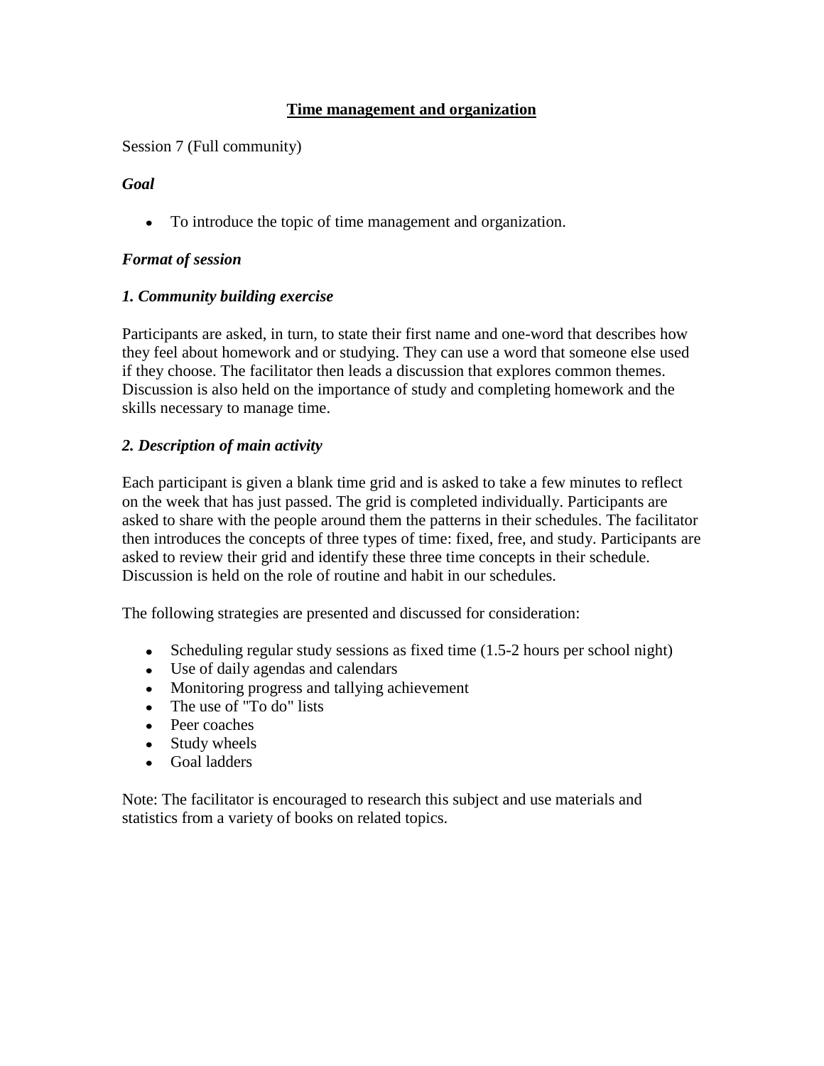## Time management and organization

Session 7 (Full community)

### *Goal*

- To introduce the topic of time management and organization.

### *Format of session*

### *1. Community building exercise*

Participants are asked, in turn, to state their first name and one-word that describes how they feel about homework and or studying. They can use a word that someone else used if they choose. The facilitator then leads a discussion that explores common themes. Discussion is also held on the importance of study and completing homework and the skills necessary to manage time.

### *2. Description of main activity*

Each participant is given a blank time grid and is asked to take a few minutes to reflect on the week that has just passed. The grid is completed individually. Participants are asked to share with the people around them the patterns in their schedules. The facilitator then introduces the concepts of three types of time: fixed, free, and study. Participants are asked to review their grid and identify these three time concepts in their schedule. Discussion is held on the role of routine and habit in our schedules.

The following strategies are presented and discussed for consideration:

- Scheduling regular study sessions as fixed time (1.5-2 hours per school night)
- Use of daily agendas and calendars
- Monitoring progress and tallying achievement
- The use of "To do" lists
- Peer coaches
- Study wheels
- Goal ladders

Note: The facilitator is encouraged to research this subject and use materials and statistics from a variety of books on related topics.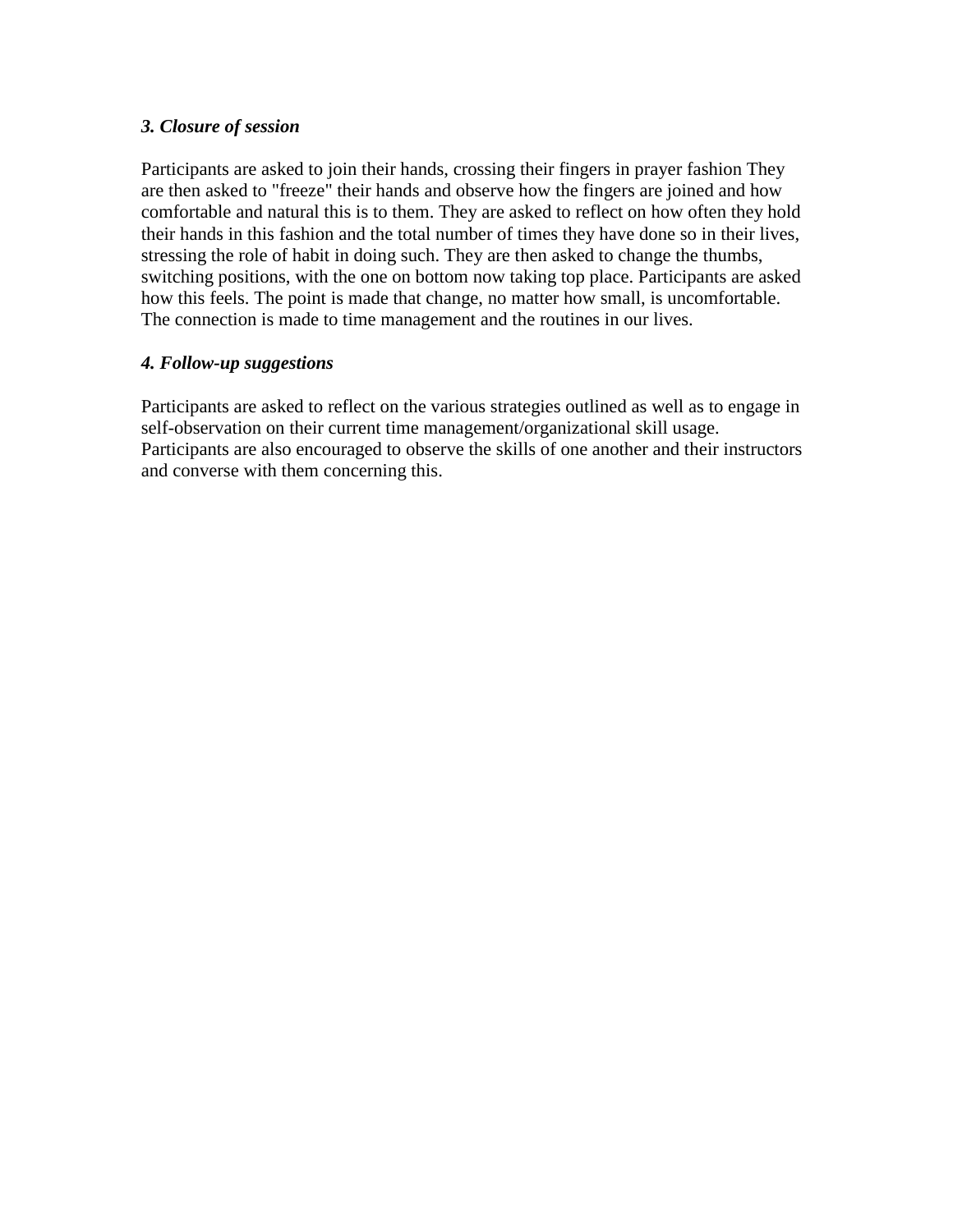### *3. Closure of session*

Participants are asked to join their hands, crossing their fingers in prayer fashion They are then asked to "freeze" their hands and observe how the fingers are joined and how comfortable and natural this is to them. They are asked to reflect on how often they hold their hands in this fashion and the total number of times they have done so in their lives, stressing the role of habit in doing such. They are then asked to change the thumbs, switching positions, with the one on bottom now taking top place. Participants are asked how this feels. The point is made that change, no matter how small, is uncomfortable. The connection is made to time management and the routines in our lives.

### *4. Follow-up suggestions*

Participants are asked to reflect on the various strategies outlined as well as to engage in self-observation on their current time management/organizational skill usage. Participants are also encouraged to observe the skills of one another and their instructors and converse with them concerning this.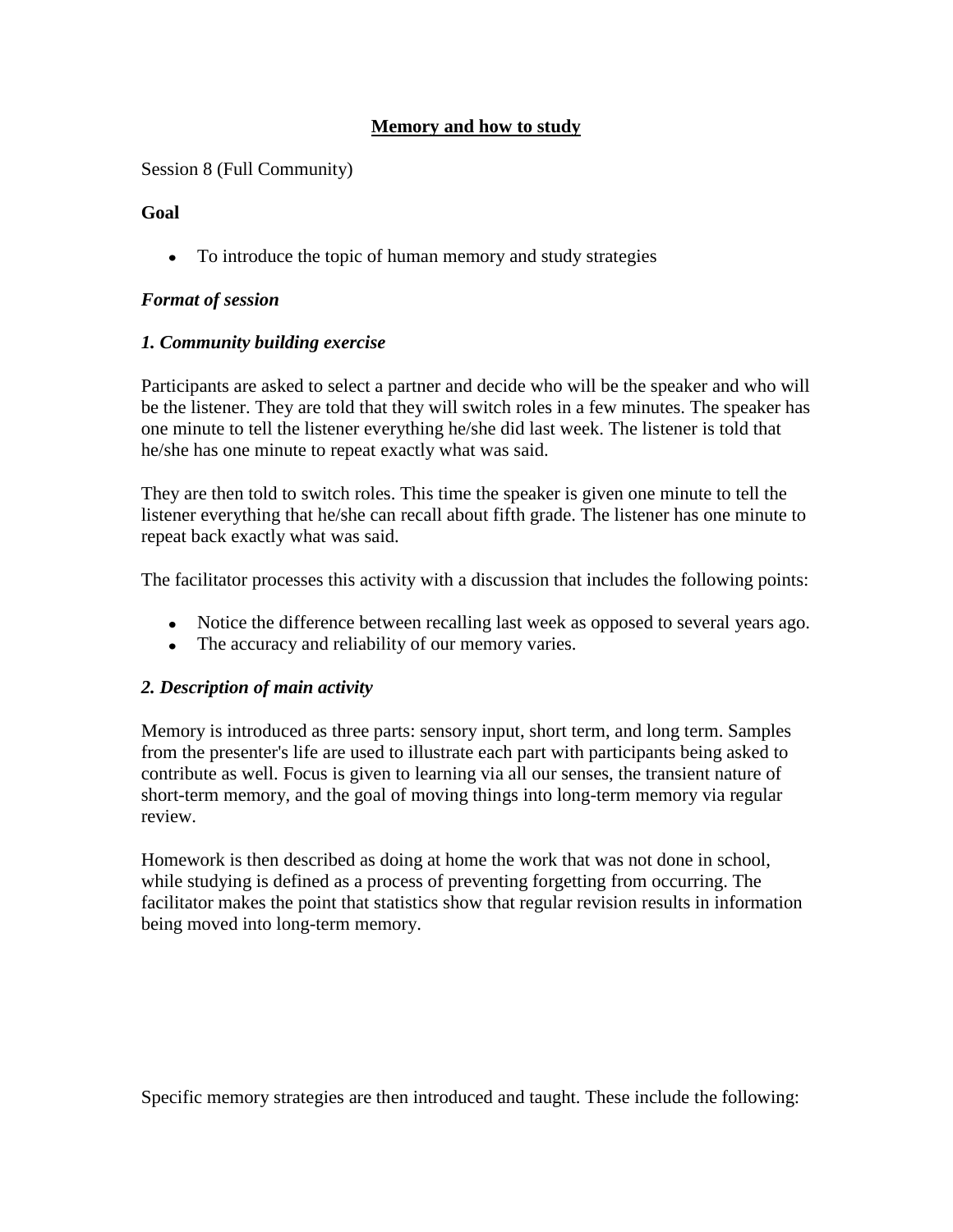## Memory and how to study

Session 8 (Full Community)

**Goal**

- To introduce the topic of human memory and study strategies

***Format of session***

***1. Community building exercise***

Participants are asked to select a partner and decide who will be the speaker and who will be the listener. They are told that they will switch roles in a few minutes. The speaker has one minute to tell the listener everything he/she did last week. The listener is told that he/she has one minute to repeat exactly what was said.

They are then told to switch roles. This time the speaker is given one minute to tell the listener everything that he/she can recall about fifth grade. The listener has one minute to repeat back exactly what was said.

The facilitator processes this activity with a discussion that includes the following points:

- Notice the difference between recalling last week as opposed to several years ago.
- The accuracy and reliability of our memory varies.

***2. Description of main activity***

Memory is introduced as three parts: sensory input, short term, and long term. Samples from the presenter's life are used to illustrate each part with participants being asked to contribute as well. Focus is given to learning via all our senses, the transient nature of short-term memory, and the goal of moving things into long-term memory via regular review.

Homework is then described as doing at home the work that was not done in school, while studying is defined as a process of preventing forgetting from occurring. The facilitator makes the point that statistics show that regular revision results in information being moved into long-term memory.

Specific memory strategies are then introduced and taught. These include the following: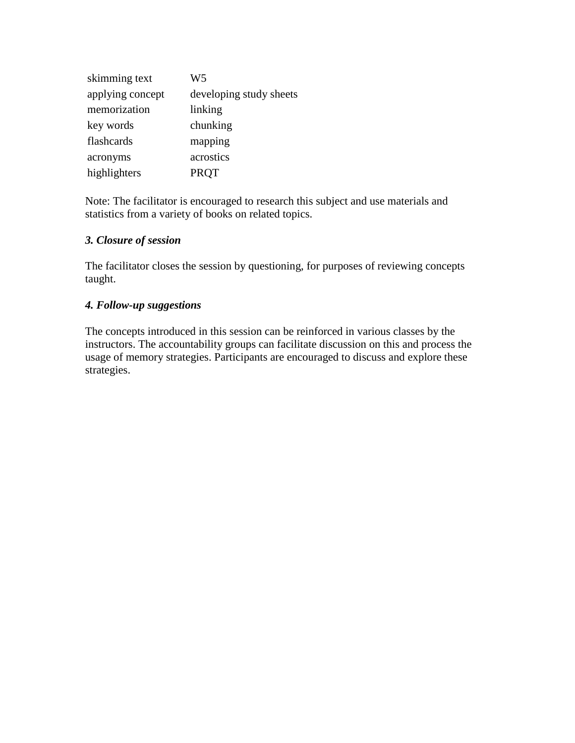| | |
|---|---|
| skimming text | W5 |
| applying concept | developing study sheets |
| memorization | linking |
| key words | chunking |
| flashcards | mapping |
| acronyms | acrostics |
| highlighters | PRQT |

Note: The facilitator is encouraged to research this subject and use materials and statistics from a variety of books on related topics.

### *3. Closure of session*

The facilitator closes the session by questioning, for purposes of reviewing concepts taught.

### *4. Follow-up suggestions*

The concepts introduced in this session can be reinforced in various classes by the instructors. The accountability groups can facilitate discussion on this and process the usage of memory strategies. Participants are encouraged to discuss and explore these strategies.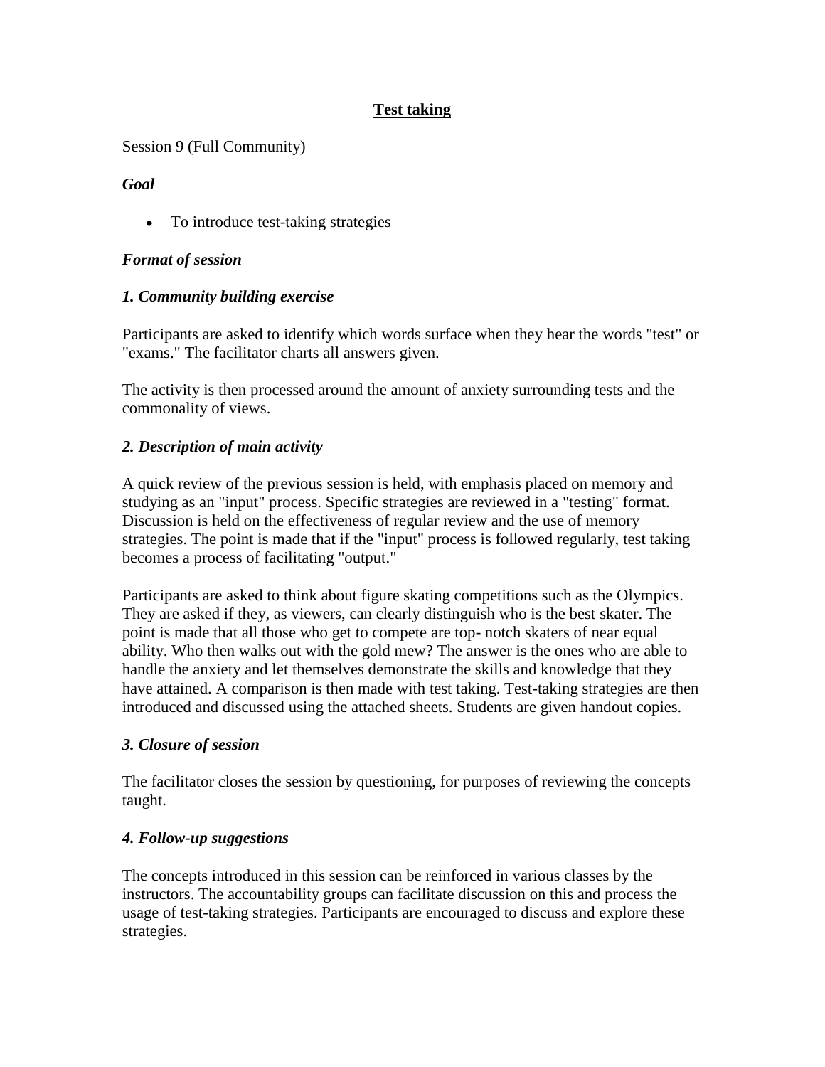# <u>Test taking</u>

Session 9 (Full Community)

***Goal***

- To introduce test-taking strategies

***Format of session***

***1. Community building exercise***

Participants are asked to identify which words surface when they hear the words "test" or "exams." The facilitator charts all answers given.

The activity is then processed around the amount of anxiety surrounding tests and the commonality of views.

***2. Description of main activity***

A quick review of the previous session is held, with emphasis placed on memory and studying as an "input" process. Specific strategies are reviewed in a "testing" format. Discussion is held on the effectiveness of regular review and the use of memory strategies. The point is made that if the "input" process is followed regularly, test taking becomes a process of facilitating "output."

Participants are asked to think about figure skating competitions such as the Olympics. They are asked if they, as viewers, can clearly distinguish who is the best skater. The point is made that all those who get to compete are top- notch skaters of near equal ability. Who then walks out with the gold mew? The answer is the ones who are able to handle the anxiety and let themselves demonstrate the skills and knowledge that they have attained. A comparison is then made with test taking. Test-taking strategies are then introduced and discussed using the attached sheets. Students are given handout copies.

***3. Closure of session***

The facilitator closes the session by questioning, for purposes of reviewing the concepts taught.

***4. Follow-up suggestions***

The concepts introduced in this session can be reinforced in various classes by the instructors. The accountability groups can facilitate discussion on this and process the usage of test-taking strategies. Participants are encouraged to discuss and explore these strategies.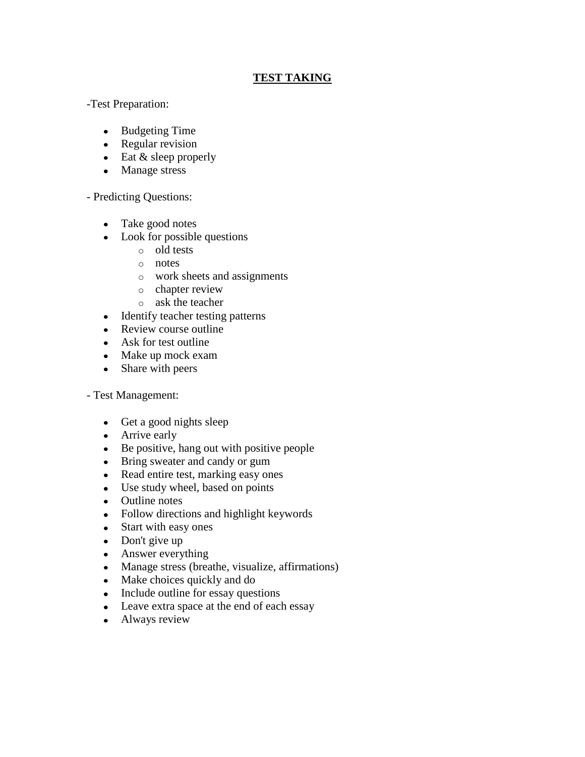## **TEST TAKING**

-Test Preparation:

- Budgeting Time
- Regular revision
- Eat & sleep properly
- Manage stress

- Predicting Questions:

- Take good notes
- Look for possible questions
    - old tests
    - notes
    - work sheets and assignments
    - chapter review
    - ask the teacher
- Identify teacher testing patterns
- Review course outline
- Ask for test outline
- Make up mock exam
- Share with peers

- Test Management:

- Get a good nights sleep
- Arrive early
- Be positive, hang out with positive people
- Bring sweater and candy or gum
- Read entire test, marking easy ones
- Use study wheel, based on points
- Outline notes
- Follow directions and highlight keywords
- Start with easy ones
- Don't give up
- Answer everything
- Manage stress (breathe, visualize, affirmations)
- Make choices quickly and do
- Include outline for essay questions
- Leave extra space at the end of each essay
- Always review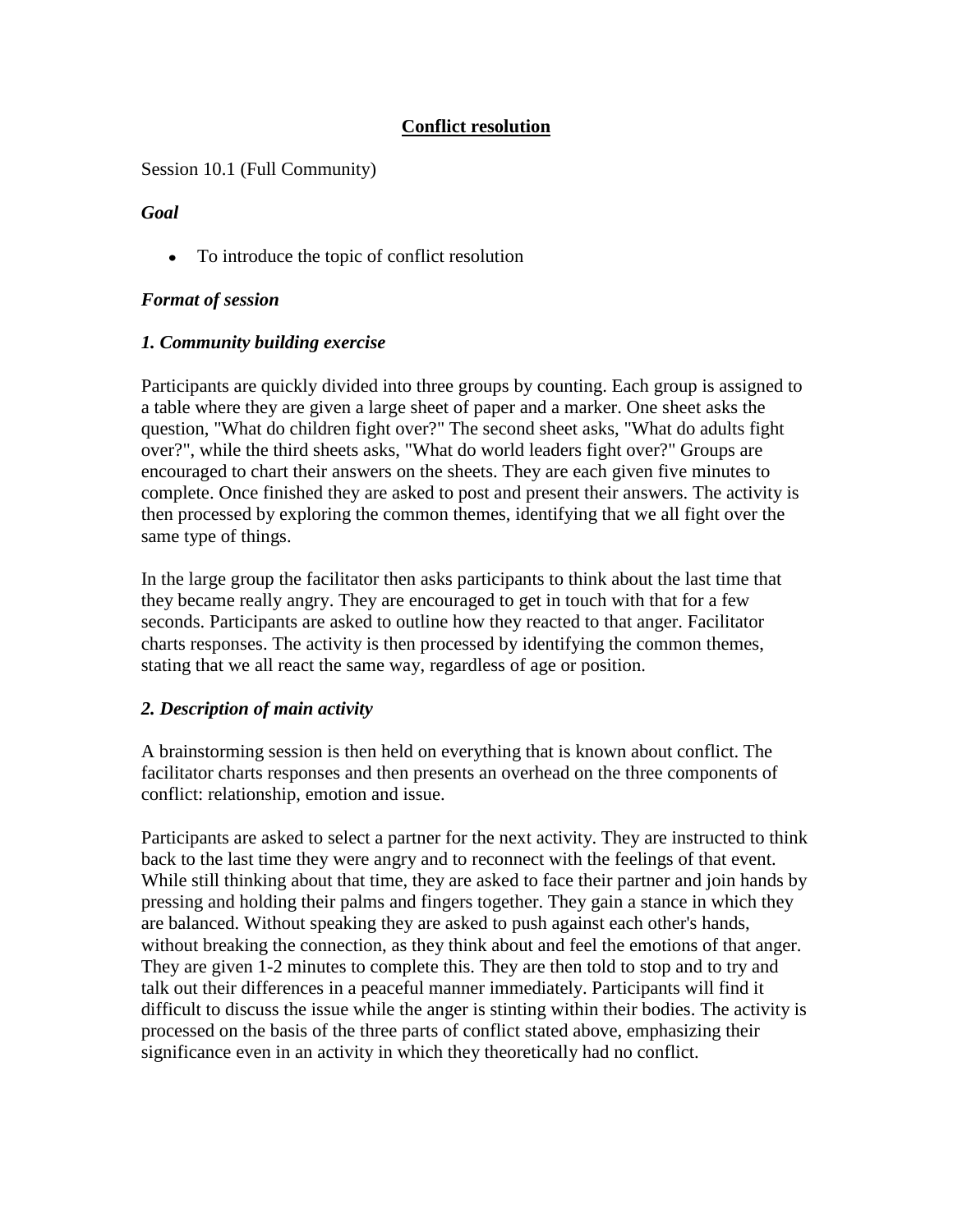## Conflict resolution

Session 10.1 (Full Community)

***Goal***

- To introduce the topic of conflict resolution

***Format of session***

***1. Community building exercise***

Participants are quickly divided into three groups by counting. Each group is assigned to a table where they are given a large sheet of paper and a marker. One sheet asks the question, "What do children fight over?" The second sheet asks, "What do adults fight over?", while the third sheets asks, "What do world leaders fight over?" Groups are encouraged to chart their answers on the sheets. They are each given five minutes to complete. Once finished they are asked to post and present their answers. The activity is then processed by exploring the common themes, identifying that we all fight over the same type of things.

In the large group the facilitator then asks participants to think about the last time that they became really angry. They are encouraged to get in touch with that for a few seconds. Participants are asked to outline how they reacted to that anger. Facilitator charts responses. The activity is then processed by identifying the common themes, stating that we all react the same way, regardless of age or position.

***2. Description of main activity***

A brainstorming session is then held on everything that is known about conflict. The facilitator charts responses and then presents an overhead on the three components of conflict: relationship, emotion and issue.

Participants are asked to select a partner for the next activity. They are instructed to think back to the last time they were angry and to reconnect with the feelings of that event. While still thinking about that time, they are asked to face their partner and join hands by pressing and holding their palms and fingers together. They gain a stance in which they are balanced. Without speaking they are asked to push against each other's hands, without breaking the connection, as they think about and feel the emotions of that anger. They are given 1-2 minutes to complete this. They are then told to stop and to try and talk out their differences in a peaceful manner immediately. Participants will find it difficult to discuss the issue while the anger is stinting within their bodies. The activity is processed on the basis of the three parts of conflict stated above, emphasizing their significance even in an activity in which they theoretically had no conflict.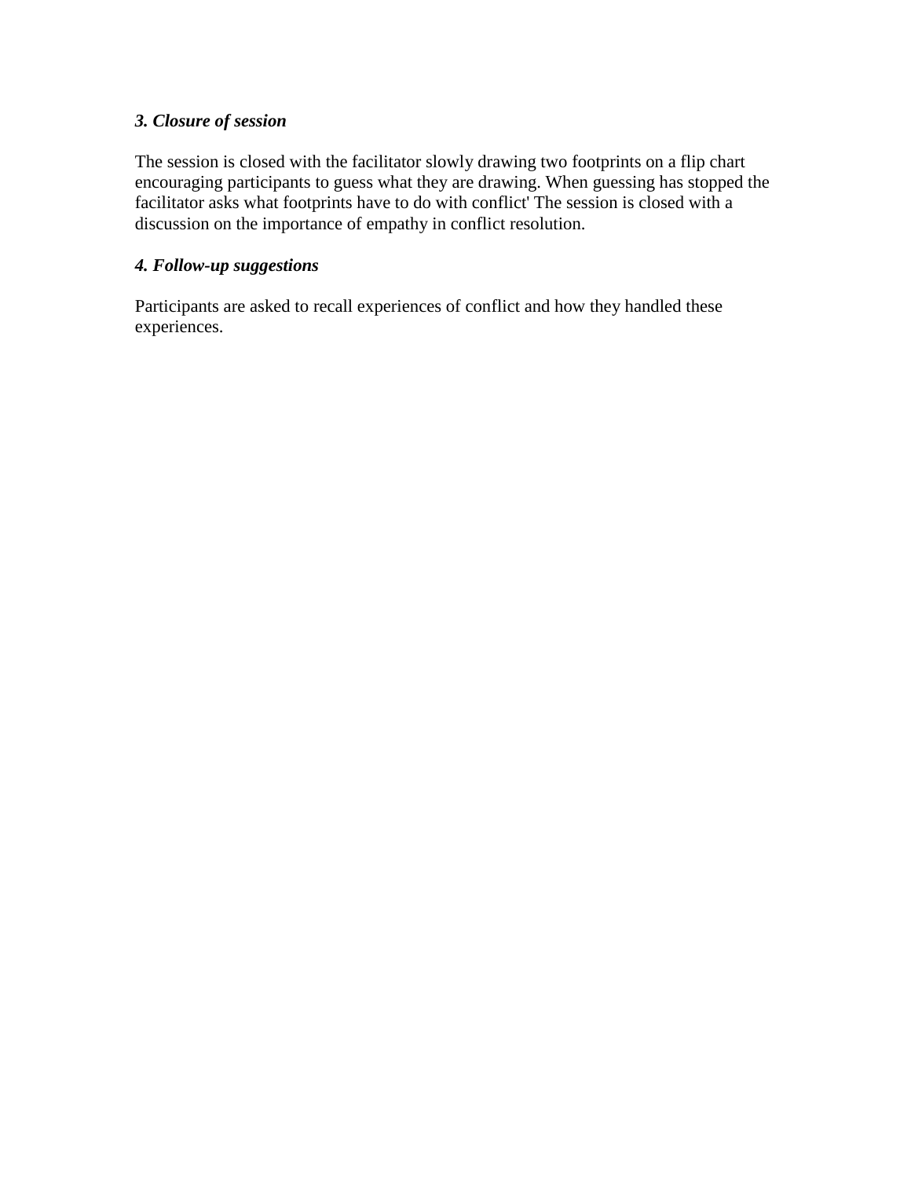### *3. Closure of session*

The session is closed with the facilitator slowly drawing two footprints on a flip chart encouraging participants to guess what they are drawing. When guessing has stopped the facilitator asks what footprints have to do with conflict' The session is closed with a discussion on the importance of empathy in conflict resolution.

### *4. Follow-up suggestions*

Participants are asked to recall experiences of conflict and how they handled these experiences.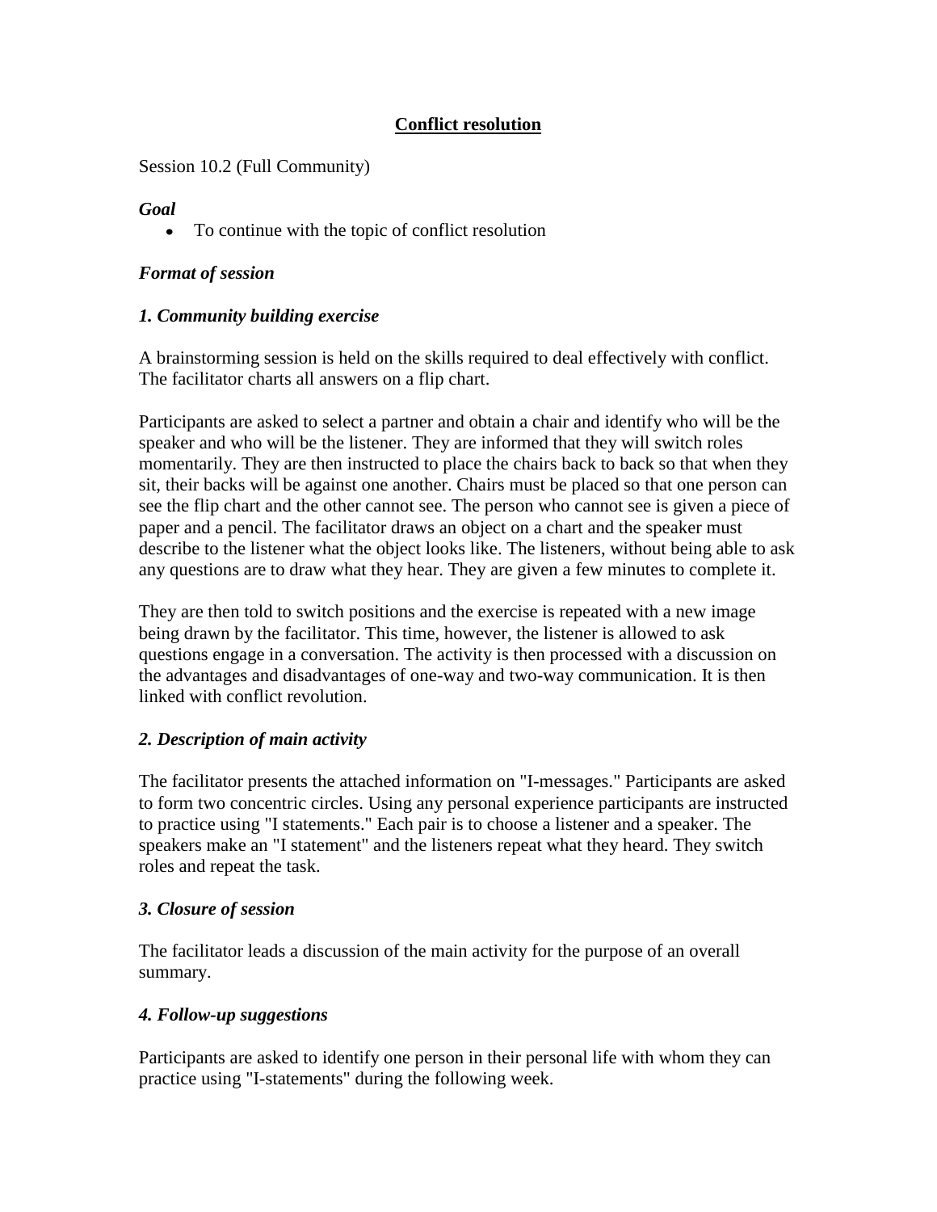# Conflict resolution

Session 10.2 (Full Community)

***Goal***

- To continue with the topic of conflict resolution

***Format of session***

***1. Community building exercise***

A brainstorming session is held on the skills required to deal effectively with conflict. The facilitator charts all answers on a flip chart.

Participants are asked to select a partner and obtain a chair and identify who will be the speaker and who will be the listener. They are informed that they will switch roles momentarily. They are then instructed to place the chairs back to back so that when they sit, their backs will be against one another. Chairs must be placed so that one person can see the flip chart and the other cannot see. The person who cannot see is given a piece of paper and a pencil. The facilitator draws an object on a chart and the speaker must describe to the listener what the object looks like. The listeners, without being able to ask any questions are to draw what they hear. They are given a few minutes to complete it.

They are then told to switch positions and the exercise is repeated with a new image being drawn by the facilitator. This time, however, the listener is allowed to ask questions engage in a conversation. The activity is then processed with a discussion on the advantages and disadvantages of one-way and two-way communication. It is then linked with conflict revolution.

***2. Description of main activity***

The facilitator presents the attached information on "I-messages." Participants are asked to form two concentric circles. Using any personal experience participants are instructed to practice using "I statements." Each pair is to choose a listener and a speaker. The speakers make an "I statement" and the listeners repeat what they heard. They switch roles and repeat the task.

***3. Closure of session***

The facilitator leads a discussion of the main activity for the purpose of an overall summary.

***4. Follow-up suggestions***

Participants are asked to identify one person in their personal life with whom they can practice using "I-statements" during the following week.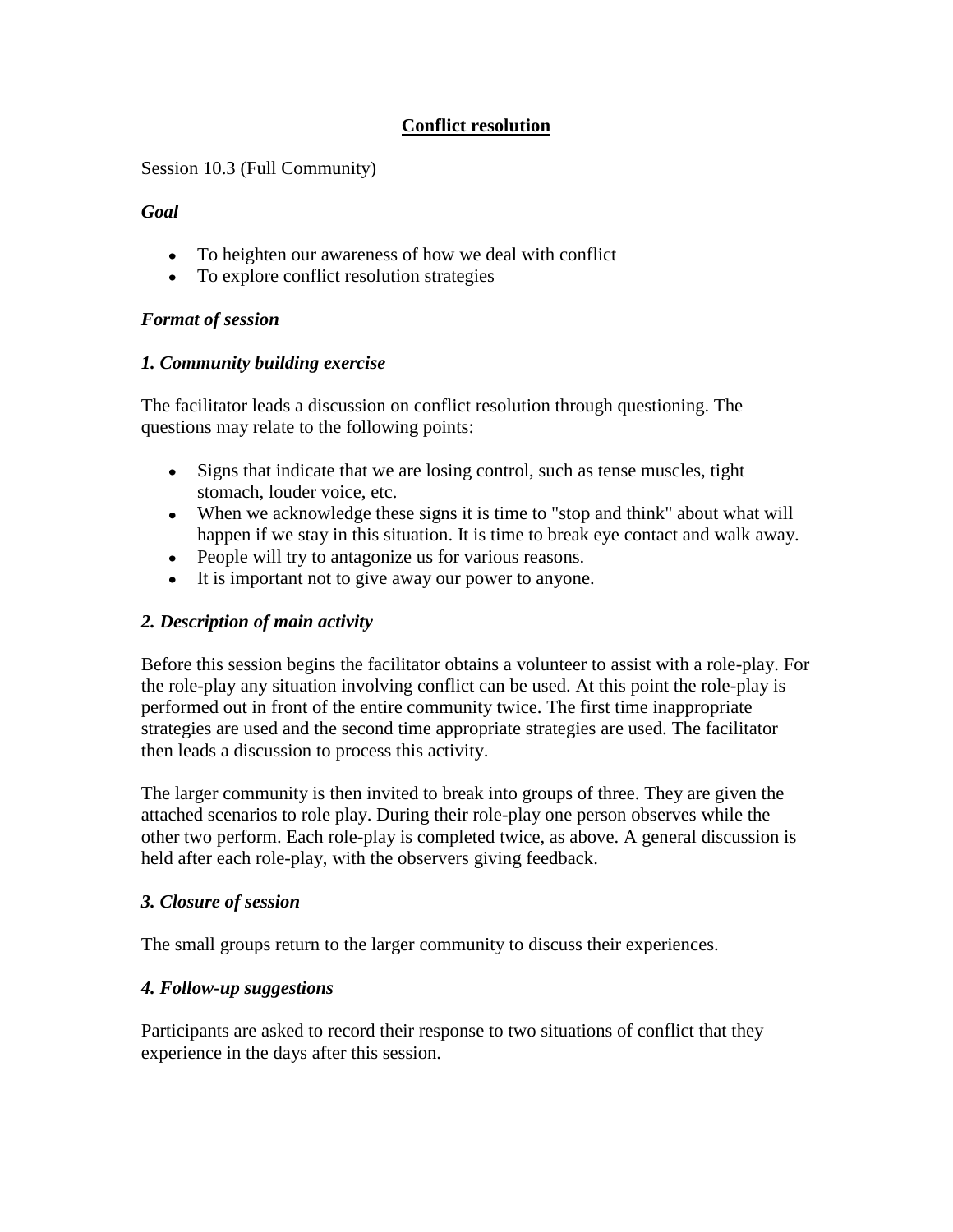# Conflict resolution

Session 10.3 (Full Community)

***Goal***

- To heighten our awareness of how we deal with conflict
- To explore conflict resolution strategies

***Format of session***

***1. Community building exercise***

The facilitator leads a discussion on conflict resolution through questioning. The questions may relate to the following points:

- Signs that indicate that we are losing control, such as tense muscles, tight stomach, louder voice, etc.
- When we acknowledge these signs it is time to "stop and think" about what will happen if we stay in this situation. It is time to break eye contact and walk away.
- People will try to antagonize us for various reasons.
- It is important not to give away our power to anyone.

***2. Description of main activity***

Before this session begins the facilitator obtains a volunteer to assist with a role-play. For the role-play any situation involving conflict can be used. At this point the role-play is performed out in front of the entire community twice. The first time inappropriate strategies are used and the second time appropriate strategies are used. The facilitator then leads a discussion to process this activity.

The larger community is then invited to break into groups of three. They are given the attached scenarios to role play. During their role-play one person observes while the other two perform. Each role-play is completed twice, as above. A general discussion is held after each role-play, with the observers giving feedback.

***3. Closure of session***

The small groups return to the larger community to discuss their experiences.

***4. Follow-up suggestions***

Participants are asked to record their response to two situations of conflict that they experience in the days after this session.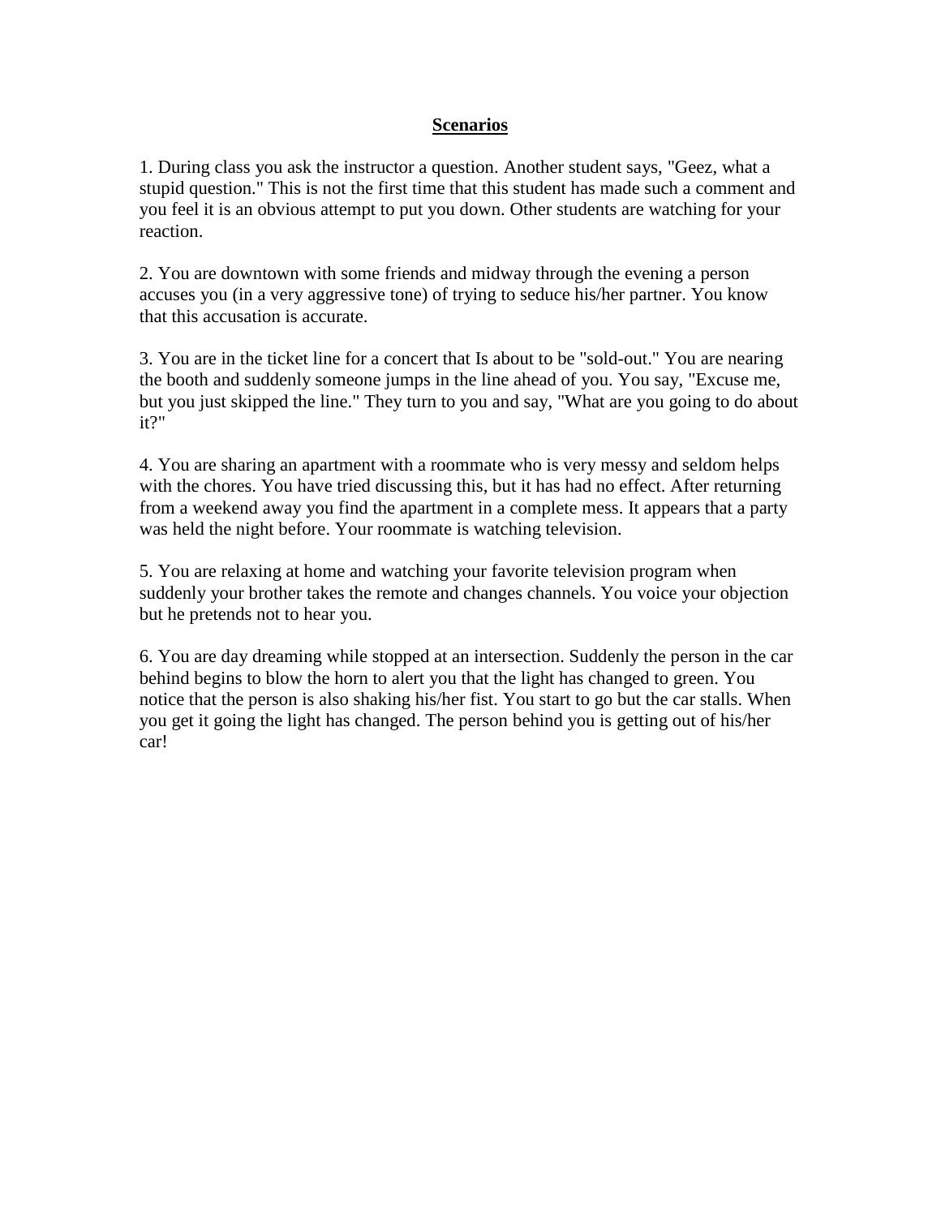## Scenarios

1. During class you ask the instructor a question. Another student says, "Geez, what a stupid question." This is not the first time that this student has made such a comment and you feel it is an obvious attempt to put you down. Other students are watching for your reaction.

2. You are downtown with some friends and midway through the evening a person accuses you (in a very aggressive tone) of trying to seduce his/her partner. You know that this accusation is accurate.

3. You are in the ticket line for a concert that Is about to be "sold-out." You are nearing the booth and suddenly someone jumps in the line ahead of you. You say, "Excuse me, but you just skipped the line." They turn to you and say, "What are you going to do about it?"

4. You are sharing an apartment with a roommate who is very messy and seldom helps with the chores. You have tried discussing this, but it has had no effect. After returning from a weekend away you find the apartment in a complete mess. It appears that a party was held the night before. Your roommate is watching television.

5. You are relaxing at home and watching your favorite television program when suddenly your brother takes the remote and changes channels. You voice your objection but he pretends not to hear you.

6. You are day dreaming while stopped at an intersection. Suddenly the person in the car behind begins to blow the horn to alert you that the light has changed to green. You notice that the person is also shaking his/her fist. You start to go but the car stalls. When you get it going the light has changed. The person behind you is getting out of his/her car!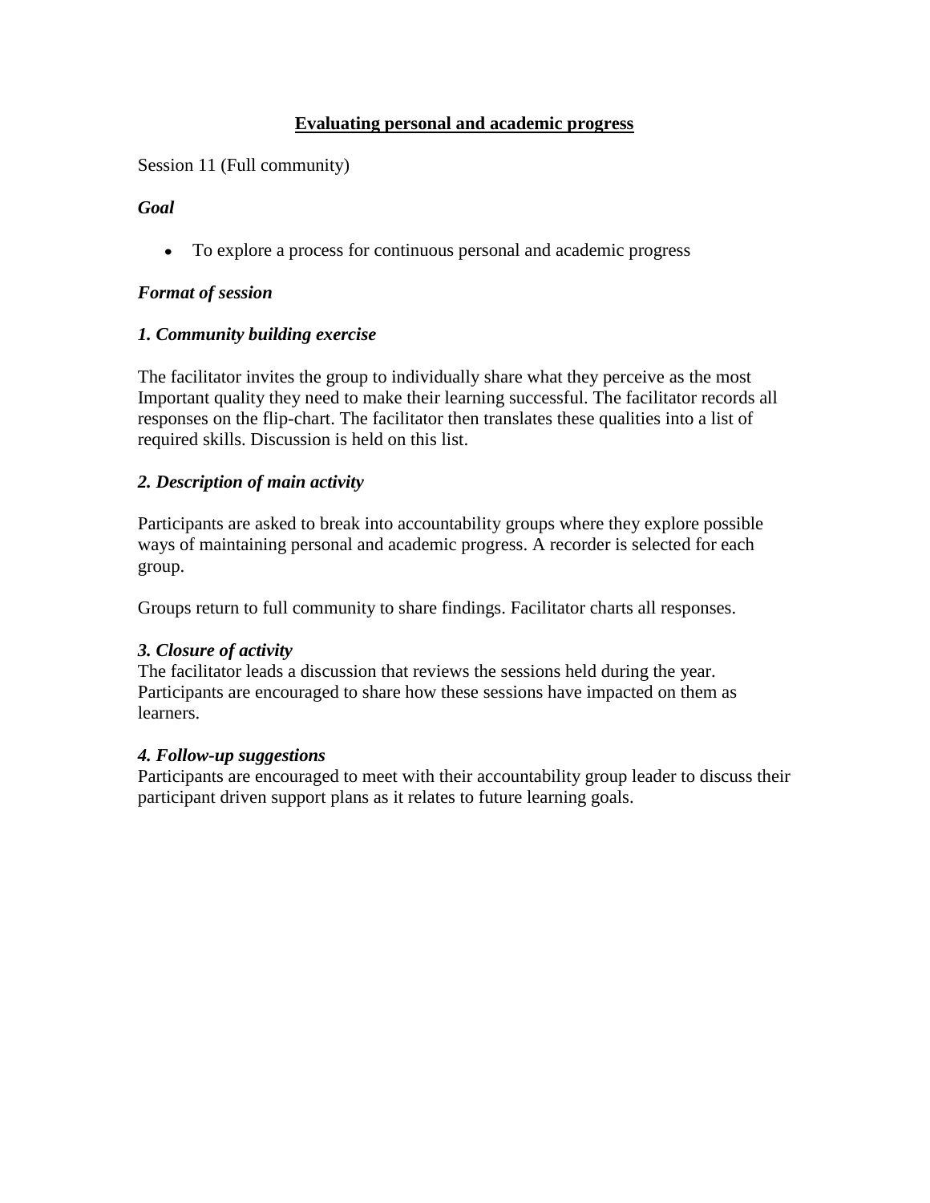## Evaluating personal and academic progress

Session 11 (Full community)

***Goal***

- To explore a process for continuous personal and academic progress

***Format of session***

***1. Community building exercise***

The facilitator invites the group to individually share what they perceive as the most Important quality they need to make their learning successful. The facilitator records all responses on the flip-chart. The facilitator then translates these qualities into a list of required skills. Discussion is held on this list.

***2. Description of main activity***

Participants are asked to break into accountability groups where they explore possible ways of maintaining personal and academic progress. A recorder is selected for each group.

Groups return to full community to share findings. Facilitator charts all responses.

***3. Closure of activity***

The facilitator leads a discussion that reviews the sessions held during the year. Participants are encouraged to share how these sessions have impacted on them as learners.

***4. Follow-up suggestions***

Participants are encouraged to meet with their accountability group leader to discuss their participant driven support plans as it relates to future learning goals.